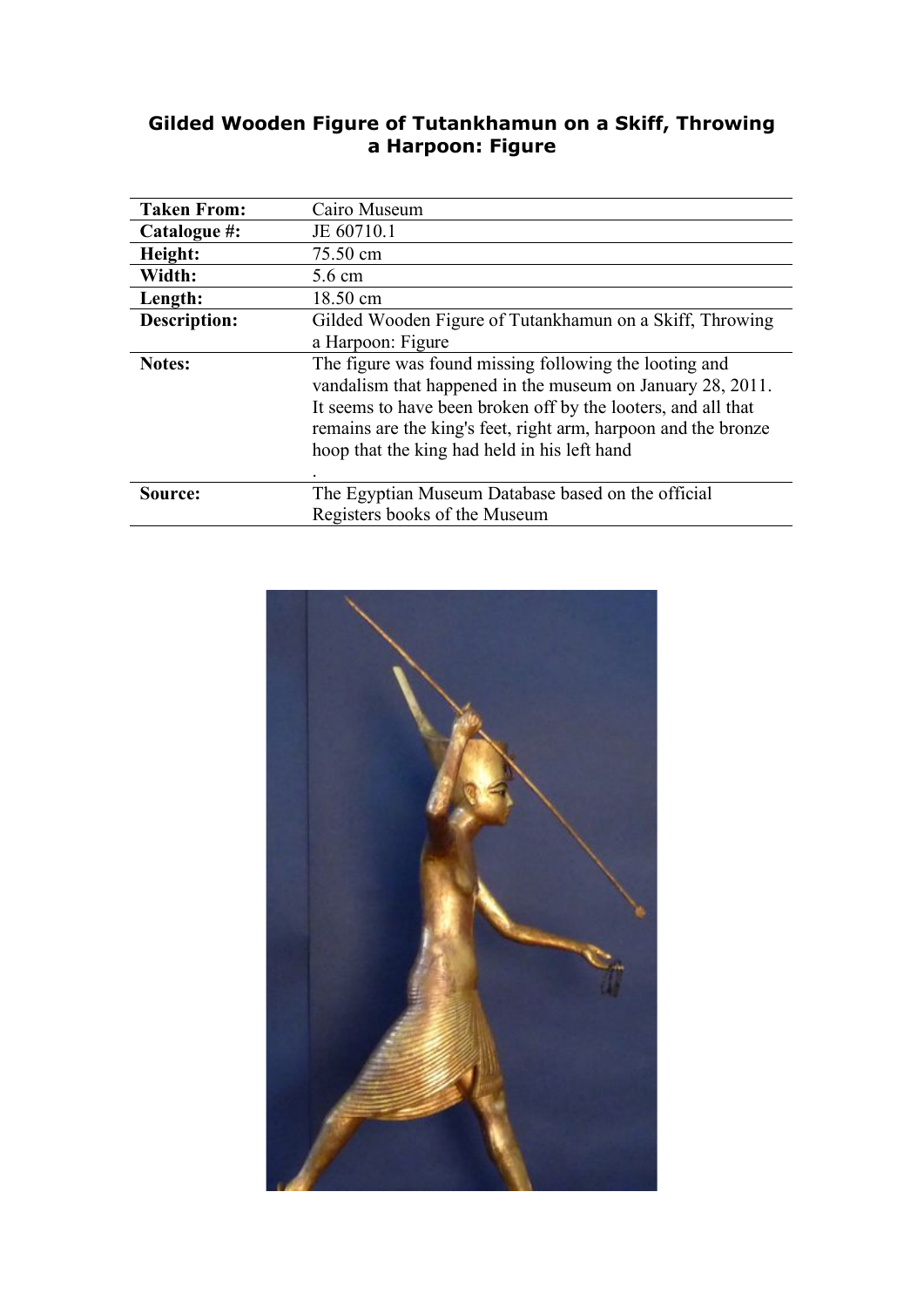# Gilded Wooden Figure of Tutankhamun on a Skiff, Throwing a Harpoon: Figure

| **Taken From:** | Cairo Museum |
|---|---|
| **Catalogue #:** | JE 60710.1 |
| **Height:** | 75.50 cm |
| **Width:** | 5.6 cm |
| **Length:** | 18.50 cm |
| **Description:** | Gilded Wooden Figure of Tutankhamun on a Skiff, Throwing a Harpoon: Figure |
| **Notes:** | The figure was found missing following the looting and vandalism that happened in the museum on January 28, 2011. It seems to have been broken off by the looters, and all that remains are the king's feet, right arm, harpoon and the bronze hoop that the king had held in his left hand . |
| **Source:** | The Egyptian Museum Database based on the official Registers books of the Museum |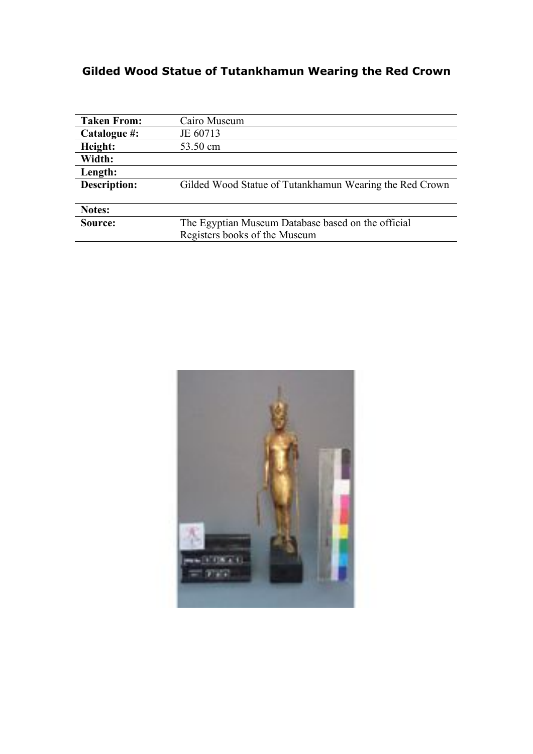# Gilded Wood Statue of Tutankhamun Wearing the Red Crown

| | |
|---|---|
| **Taken From:** | Cairo Museum |
| **Catalogue #:** | JE 60713 |
| **Height:** | 53.50 cm |
| **Width:** | |
| **Length:** | |
| **Description:** | Gilded Wood Statue of Tutankhamun Wearing the Red Crown |
| **Notes:** | |
| **Source:** | The Egyptian Museum Database based on the official Registers books of the Museum |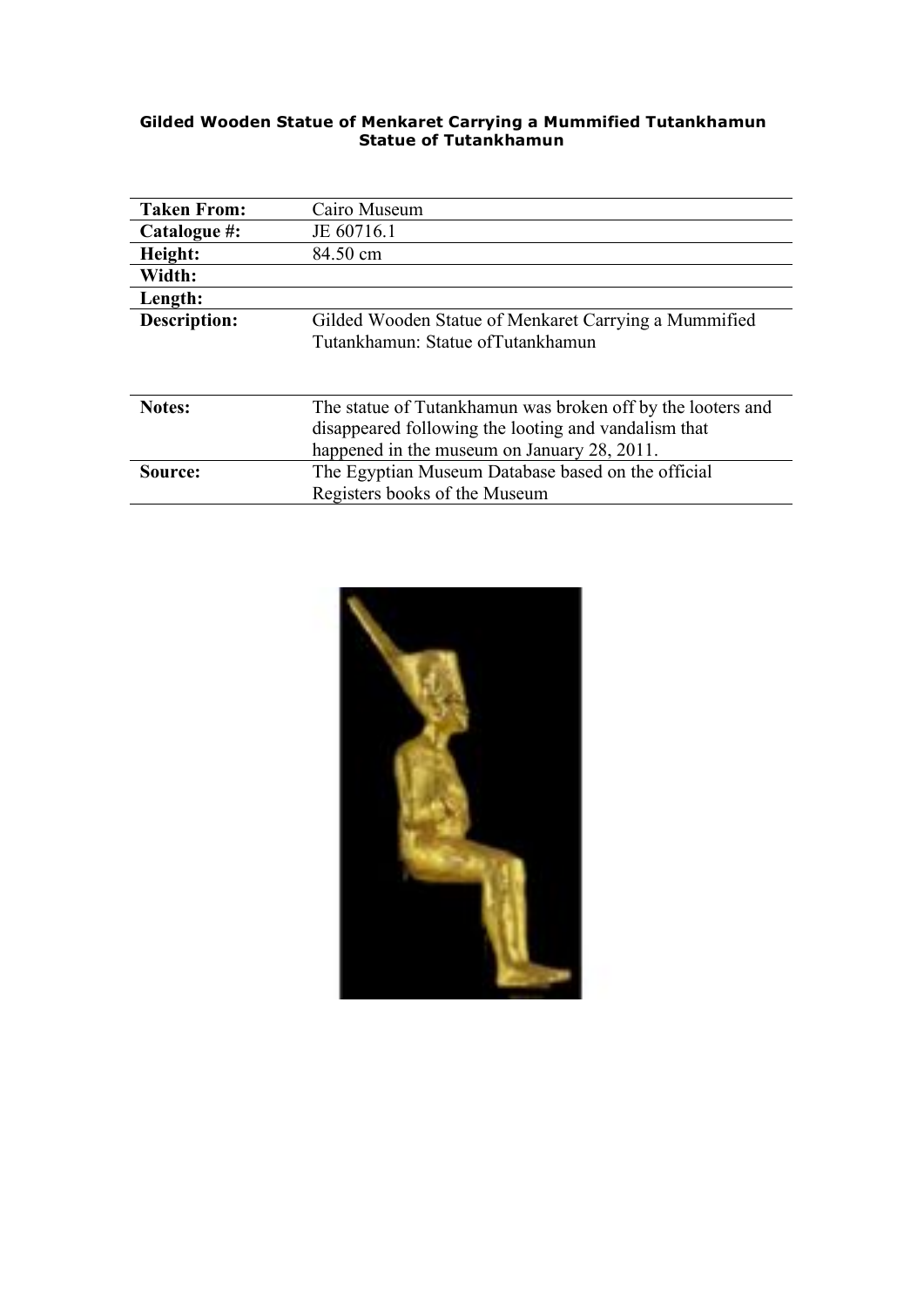**Gilded Wooden Statue of Menkaret Carrying a Mummified Tutankhamun**
**Statue of Tutankhamun**

| | |
|---|---|
| **Taken From:** | Cairo Museum |
| **Catalogue #:** | JE 60716.1 |
| **Height:** | 84.50 cm |
| **Width:** | |
| **Length:** | |
| **Description:** | Gilded Wooden Statue of Menkaret Carrying a Mummified Tutankhamun: Statue ofTutankhamun |
| **Notes:** | The statue of Tutankhamun was broken off by the looters and disappeared following the looting and vandalism that happened in the museum on January 28, 2011. |
| **Source:** | The Egyptian Museum Database based on the official Registers books of the Museum |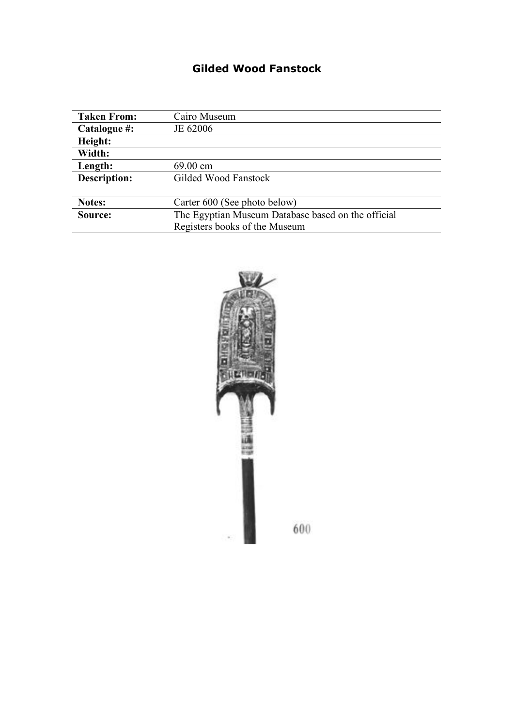# Gilded Wood Fanstock

| Taken From: | Cairo Museum |
|---|---|
| Catalogue #: | JE 62006 |
| Height: | |
| Width: | |
| Length: | 69.00 cm |
| Description: | Gilded Wood Fanstock |
| Notes: | Carter 600 (See photo below) |
| Source: | The Egyptian Museum Database based on the official Registers books of the Museum |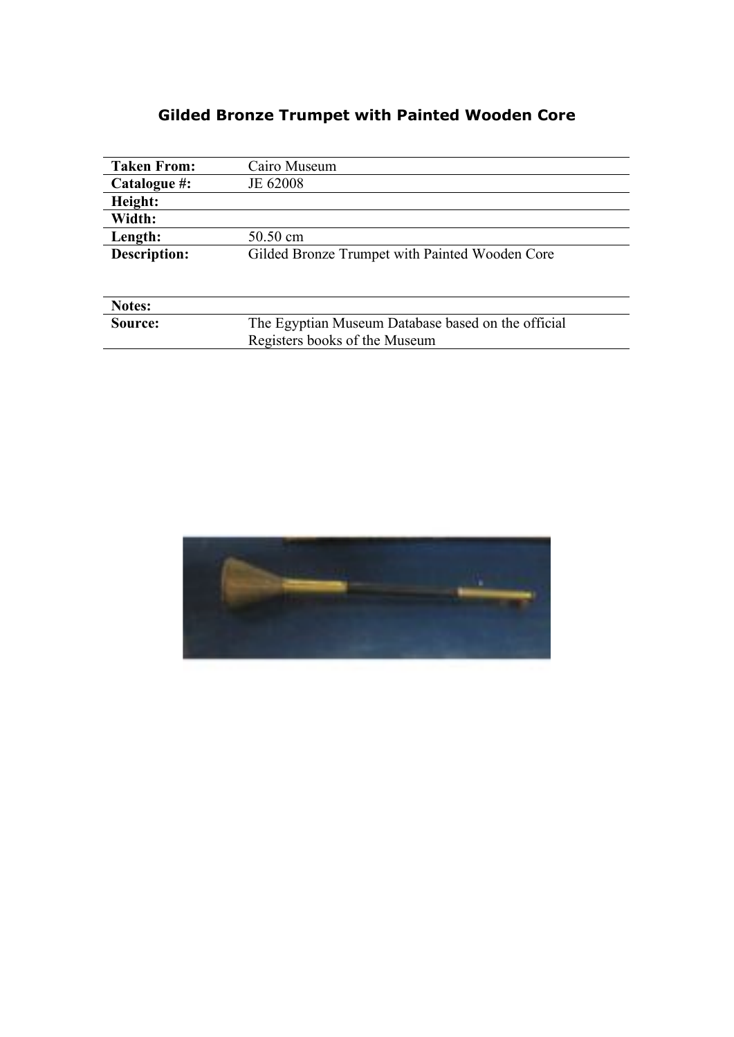## Gilded Bronze Trumpet with Painted Wooden Core

| | |
|---|---|
| **Taken From:** | Cairo Museum |
| **Catalogue #:** | JE 62008 |
| **Height:** | |
| **Width:** | |
| **Length:** | 50.50 cm |
| **Description:** | Gilded Bronze Trumpet with Painted Wooden Core |
| **Notes:** | |
| **Source:** | The Egyptian Museum Database based on the official Registers books of the Museum |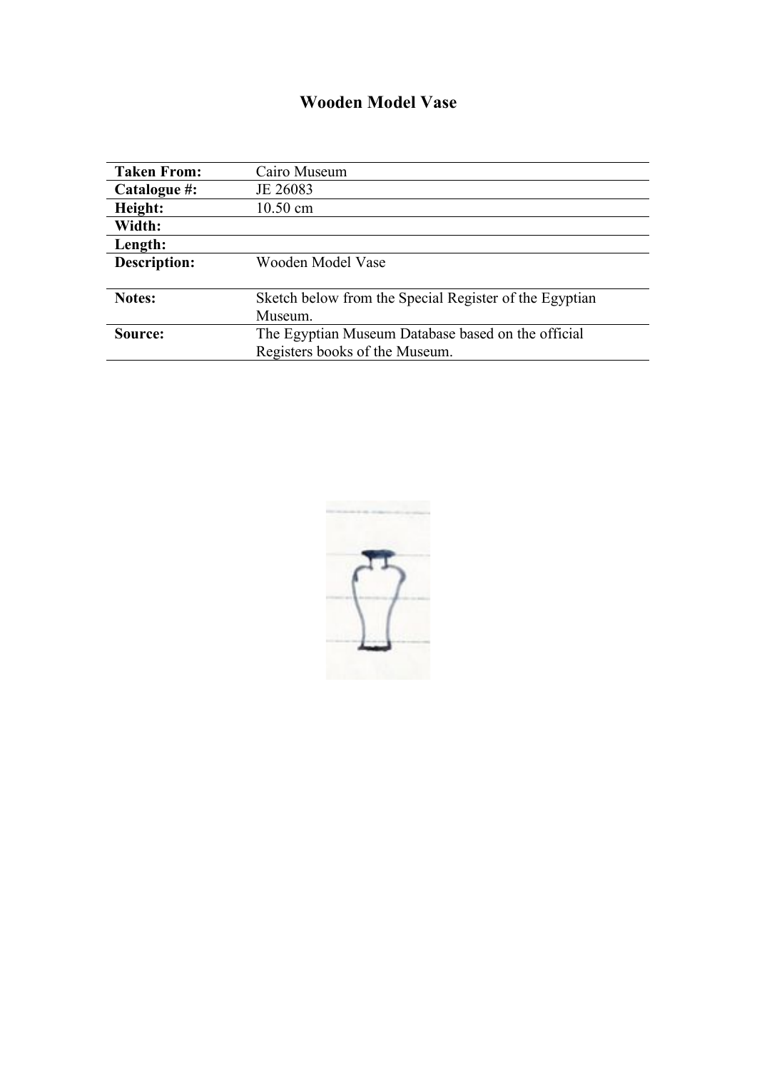# Wooden Model Vase

| | |
|---|---|
| **Taken From:** | Cairo Museum |
| **Catalogue #:** | JE 26083 |
| **Height:** | 10.50 cm |
| **Width:** | |
| **Length:** | |
| **Description:** | Wooden Model Vase |
| **Notes:** | Sketch below from the Special Register of the Egyptian Museum. |
| **Source:** | The Egyptian Museum Database based on the official Registers books of the Museum. |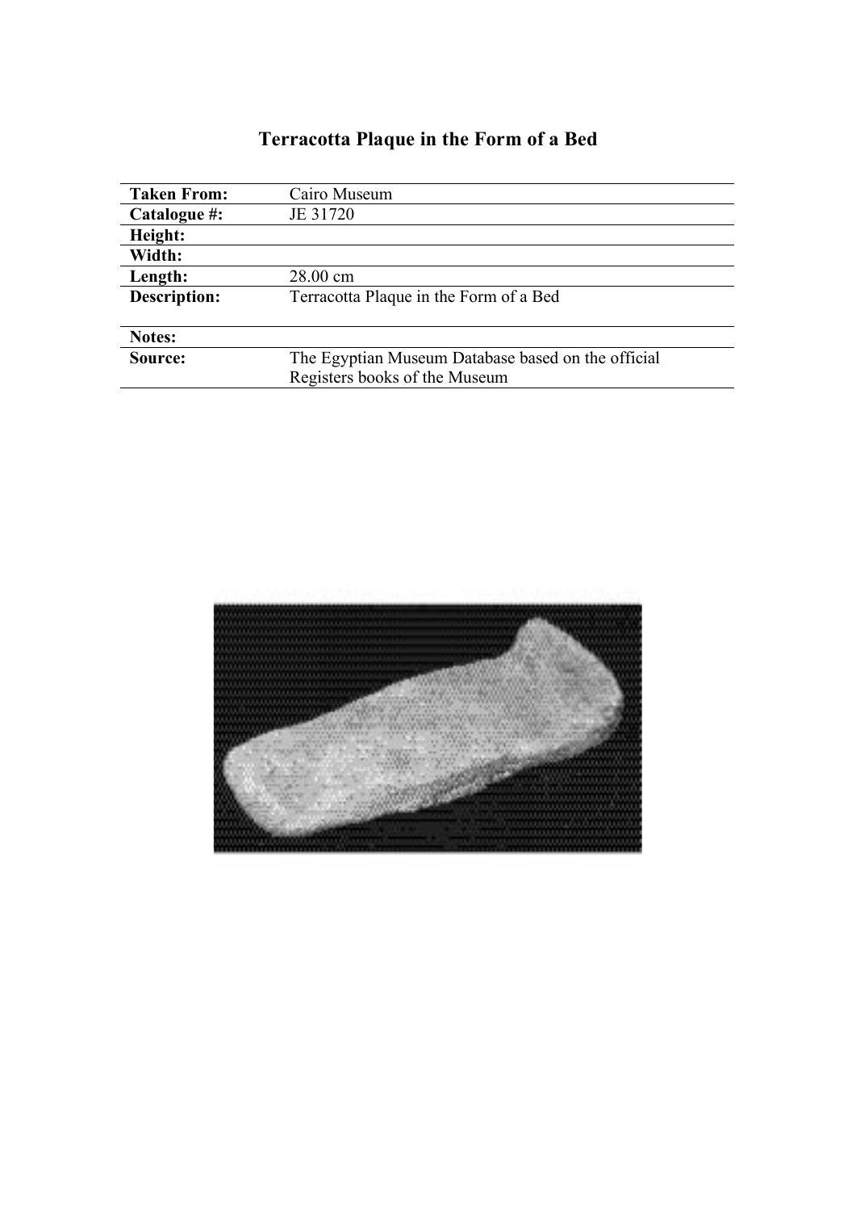# Terracotta Plaque in the Form of a Bed

| Taken From: | Cairo Museum |
|---|---|
| Catalogue #: | JE 31720 |
| Height: | |
| Width: | |
| Length: | 28.00 cm |
| Description: | Terracotta Plaque in the Form of a Bed |
| Notes: | |
| Source: | The Egyptian Museum Database based on the official Registers books of the Museum |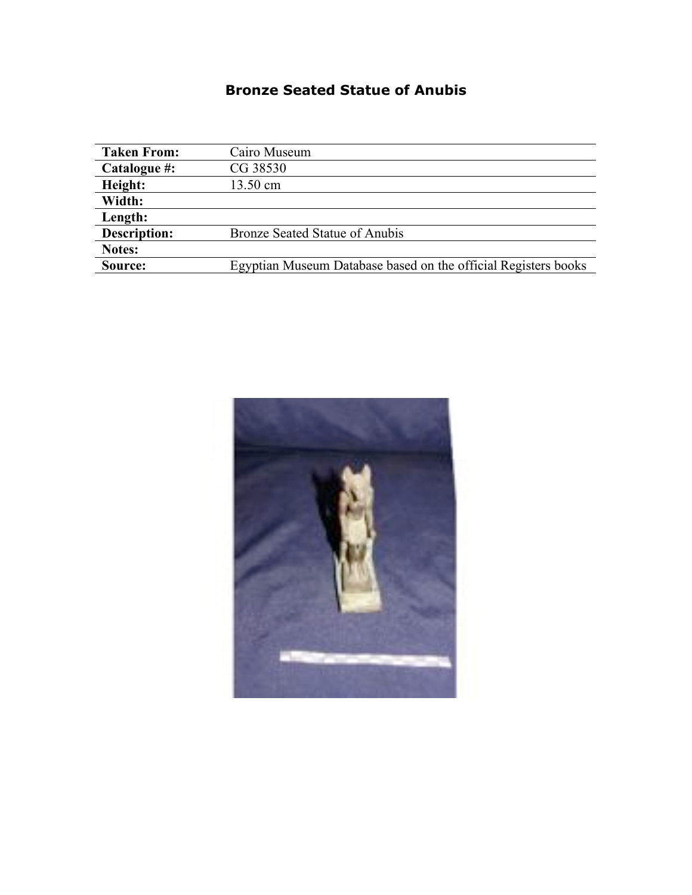## Bronze Seated Statue of Anubis

| | |
|---|---|
| **Taken From:** | Cairo Museum |
| **Catalogue #:** | CG 38530 |
| **Height:** | 13.50 cm |
| **Width:** | |
| **Length:** | |
| **Description:** | Bronze Seated Statue of Anubis |
| **Notes:** | |
| **Source:** | Egyptian Museum Database based on the official Registers books |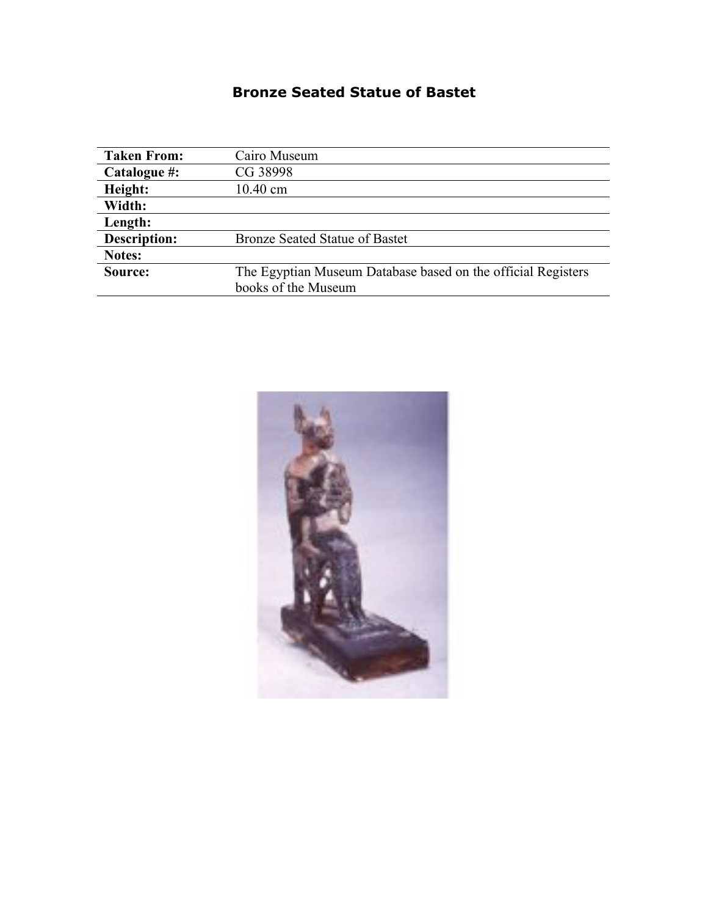# Bronze Seated Statue of Bastet

| | |
|---|---|
| **Taken From:** | Cairo Museum |
| **Catalogue #:** | CG 38998 |
| **Height:** | 10.40 cm |
| **Width:** | |
| **Length:** | |
| **Description:** | Bronze Seated Statue of Bastet |
| **Notes:** | |
| **Source:** | The Egyptian Museum Database based on the official Registers books of the Museum |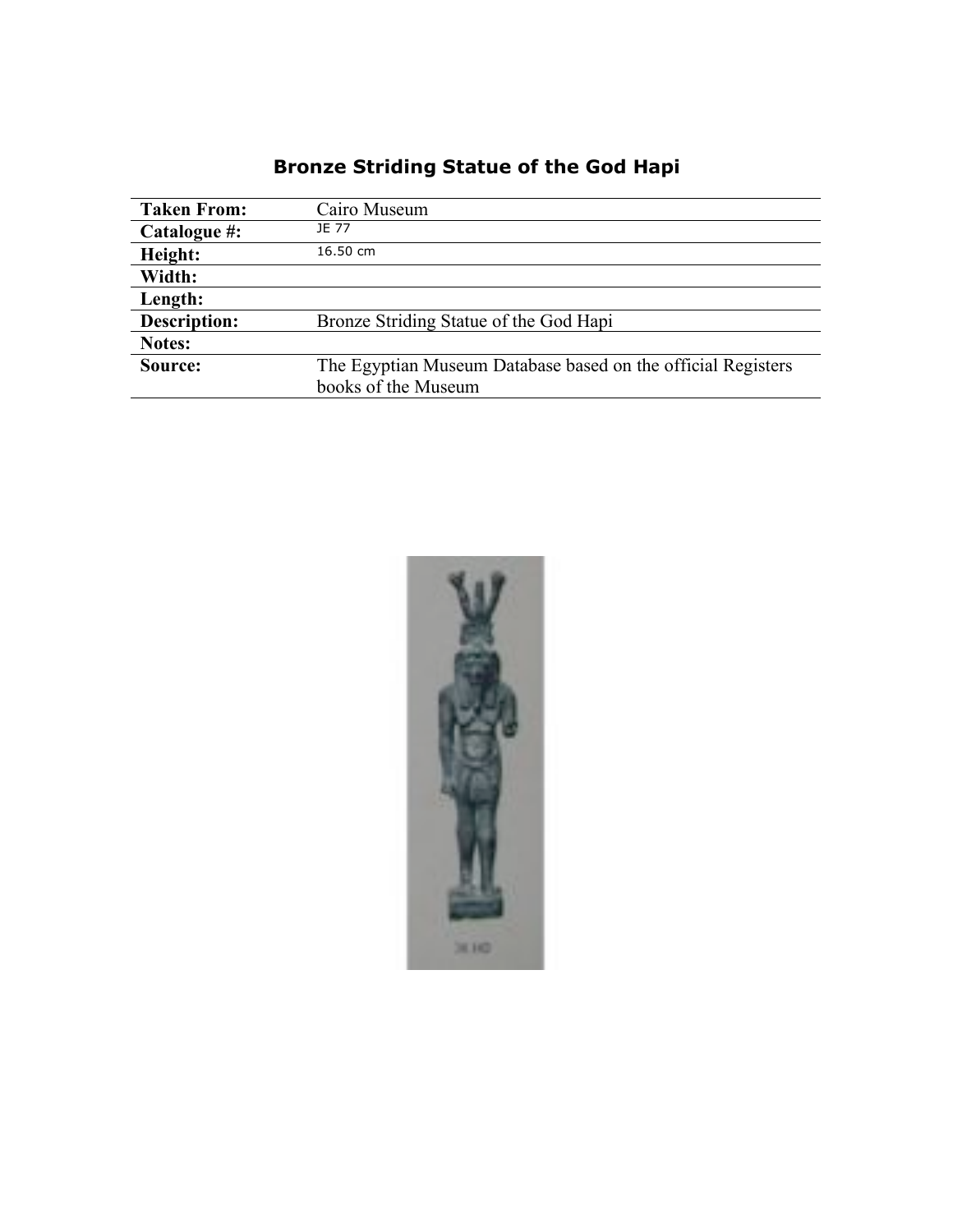# Bronze Striding Statue of the God Hapi

| | |
|---|---|
| **Taken From:** | Cairo Museum |
| **Catalogue #:** | JE 77 |
| **Height:** | 16.50 cm |
| **Width:** | |
| **Length:** | |
| **Description:** | Bronze Striding Statue of the God Hapi |
| **Notes:** | |
| **Source:** | The Egyptian Museum Database based on the official Registers books of the Museum |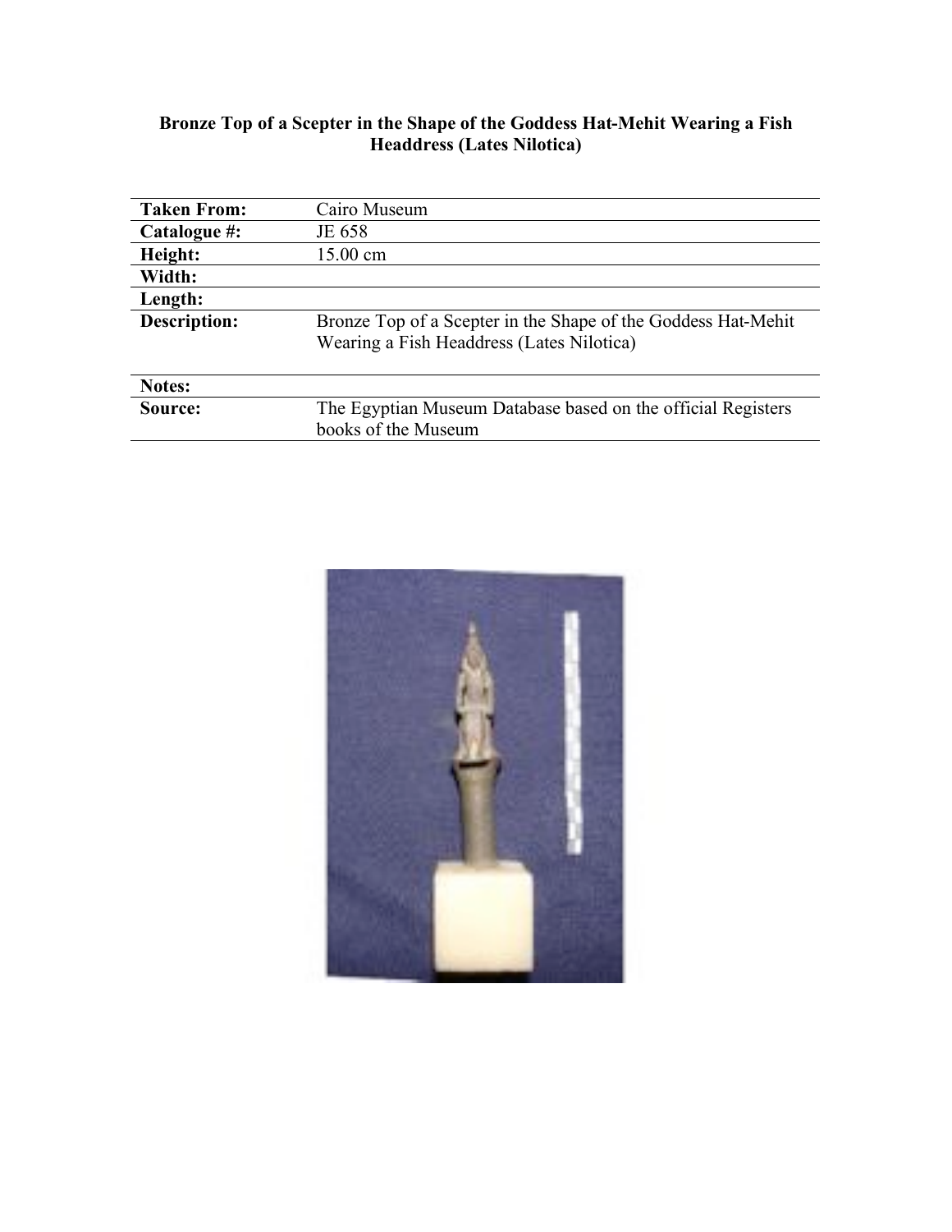**Bronze Top of a Scepter in the Shape of the Goddess Hat-Mehit Wearing a Fish Headdress (Lates Nilotica)**

| | |
|---|---|
| **Taken From:** | Cairo Museum |
| **Catalogue #:** | JE 658 |
| **Height:** | 15.00 cm |
| **Width:** | |
| **Length:** | |
| **Description:** | Bronze Top of a Scepter in the Shape of the Goddess Hat-Mehit Wearing a Fish Headdress (Lates Nilotica) |
| **Notes:** | |
| **Source:** | The Egyptian Museum Database based on the official Registers books of the Museum |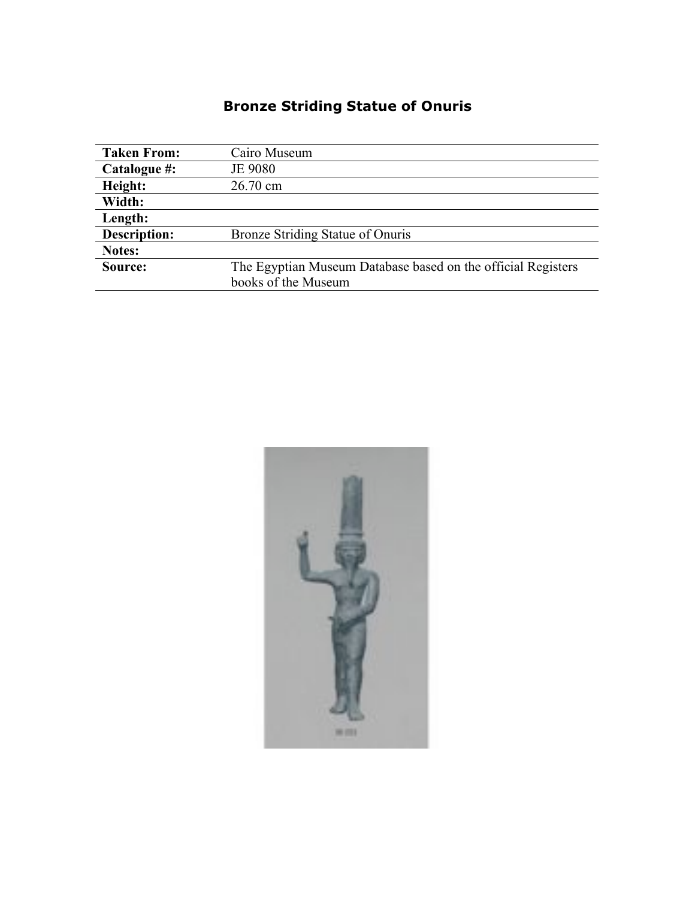# Bronze Striding Statue of Onuris

| Taken From: | Cairo Museum |
|---|---|
| Catalogue #: | JE 9080 |
| Height: | 26.70 cm |
| Width: | |
| Length: | |
| Description: | Bronze Striding Statue of Onuris |
| Notes: | |
| Source: | The Egyptian Museum Database based on the official Registers books of the Museum |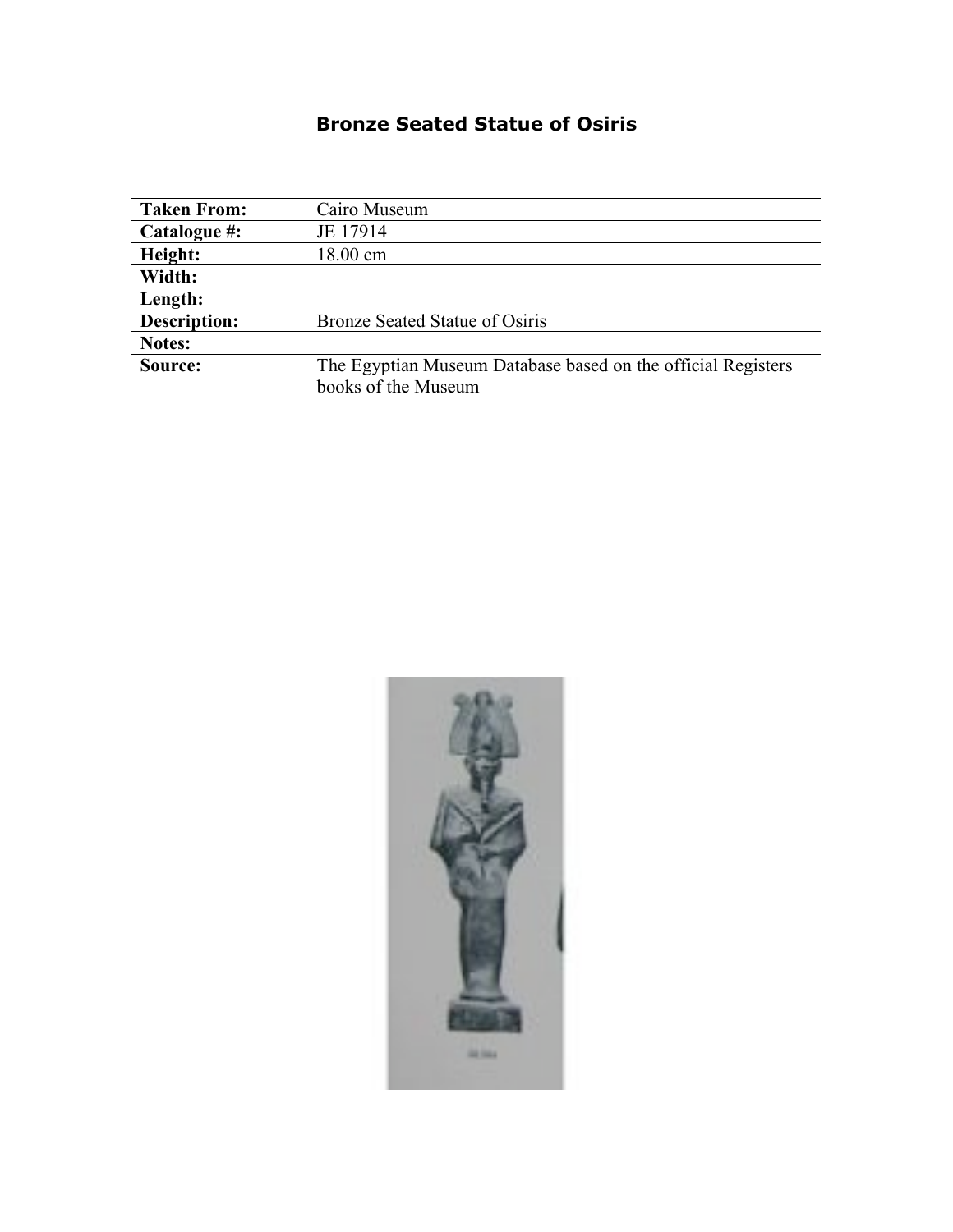# Bronze Seated Statue of Osiris

| | |
|---|---|
| **Taken From:** | Cairo Museum |
| **Catalogue #:** | JE 17914 |
| **Height:** | 18.00 cm |
| **Width:** | |
| **Length:** | |
| **Description:** | Bronze Seated Statue of Osiris |
| **Notes:** | |
| **Source:** | The Egyptian Museum Database based on the official Registers books of the Museum |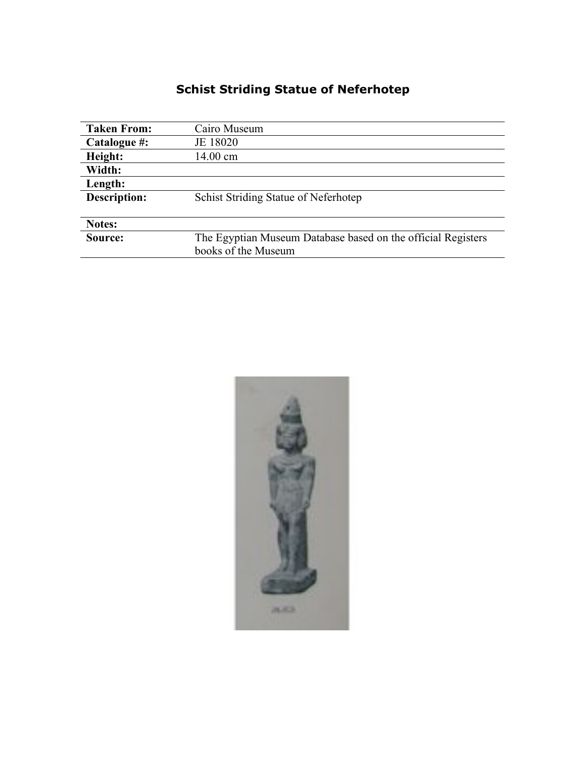# Schist Striding Statue of Neferhotep

| | |
|---|---|
| **Taken From:** | Cairo Museum |
| **Catalogue #:** | JE 18020 |
| **Height:** | 14.00 cm |
| **Width:** | |
| **Length:** | |
| **Description:** | Schist Striding Statue of Neferhotep |
| **Notes:** | |
| **Source:** | The Egyptian Museum Database based on the official Registers books of the Museum |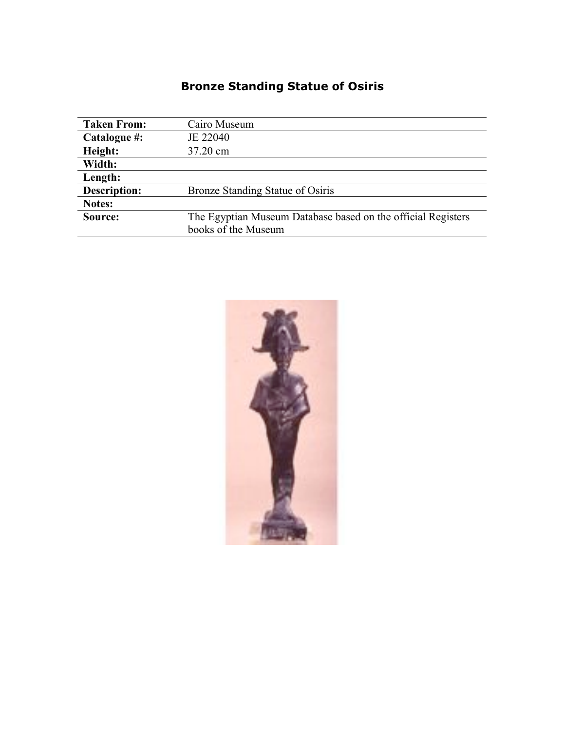# Bronze Standing Statue of Osiris

| | |
|---|---|
| **Taken From:** | Cairo Museum |
| **Catalogue #:** | JE 22040 |
| **Height:** | 37.20 cm |
| **Width:** | |
| **Length:** | |
| **Description:** | Bronze Standing Statue of Osiris |
| **Notes:** | |
| **Source:** | The Egyptian Museum Database based on the official Registers books of the Museum |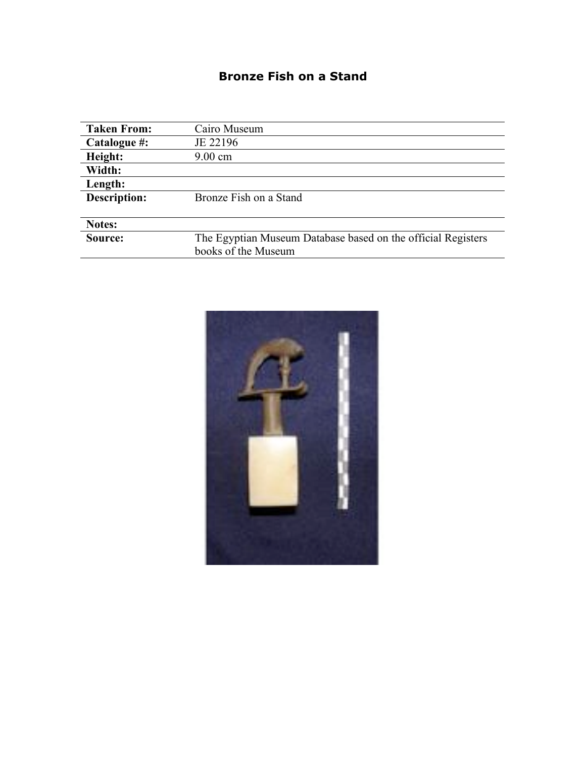# Bronze Fish on a Stand

| | |
|---|---|
| **Taken From:** | Cairo Museum |
| **Catalogue #:** | JE 22196 |
| **Height:** | 9.00 cm |
| **Width:** | |
| **Length:** | |
| **Description:** | Bronze Fish on a Stand |
| **Notes:** | |
| **Source:** | The Egyptian Museum Database based on the official Registers books of the Museum |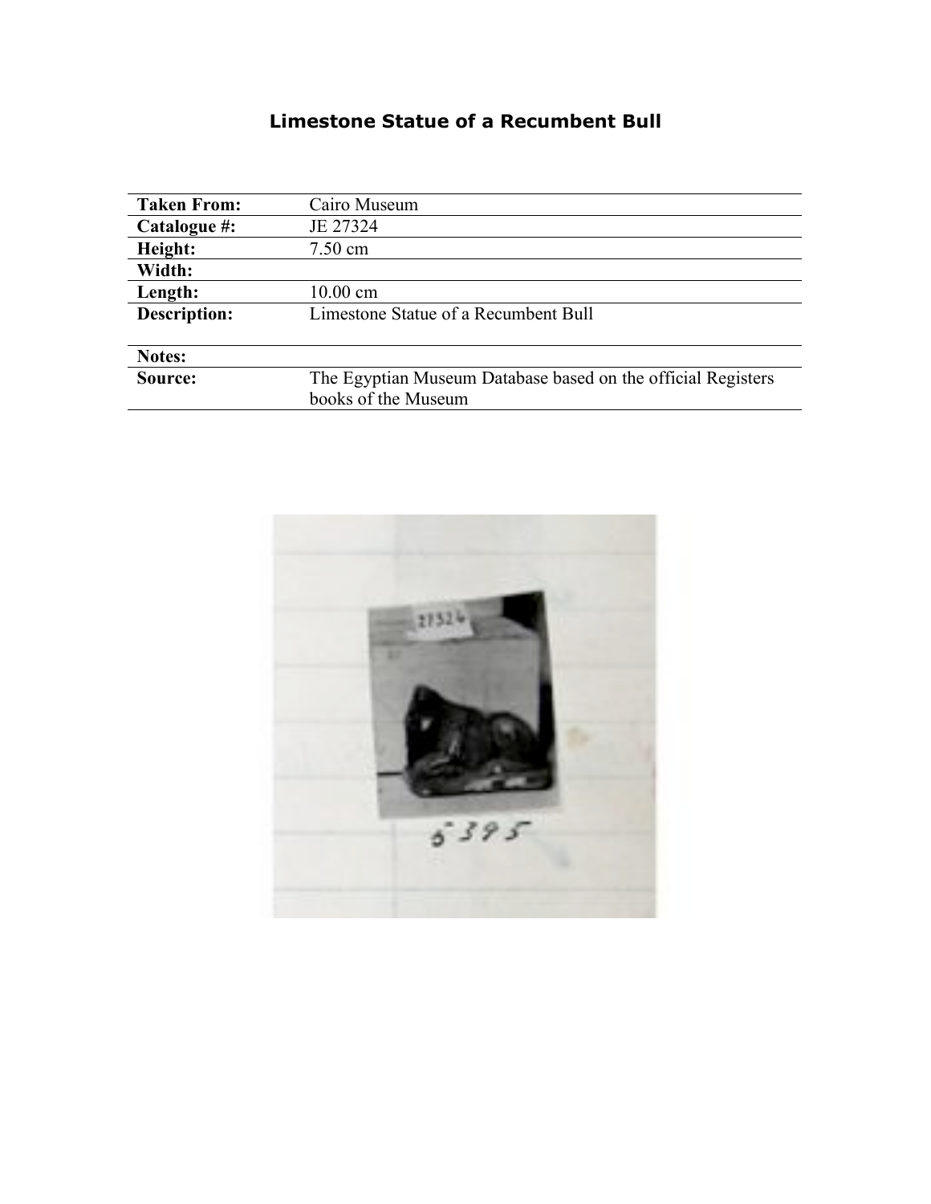# Limestone Statue of a Recumbent Bull

| | |
|---|---|
| **Taken From:** | Cairo Museum |
| **Catalogue #:** | JE 27324 |
| **Height:** | 7.50 cm |
| **Width:** | |
| **Length:** | 10.00 cm |
| **Description:** | Limestone Statue of a Recumbent Bull |
| **Notes:** | |
| **Source:** | The Egyptian Museum Database based on the official Registers books of the Museum |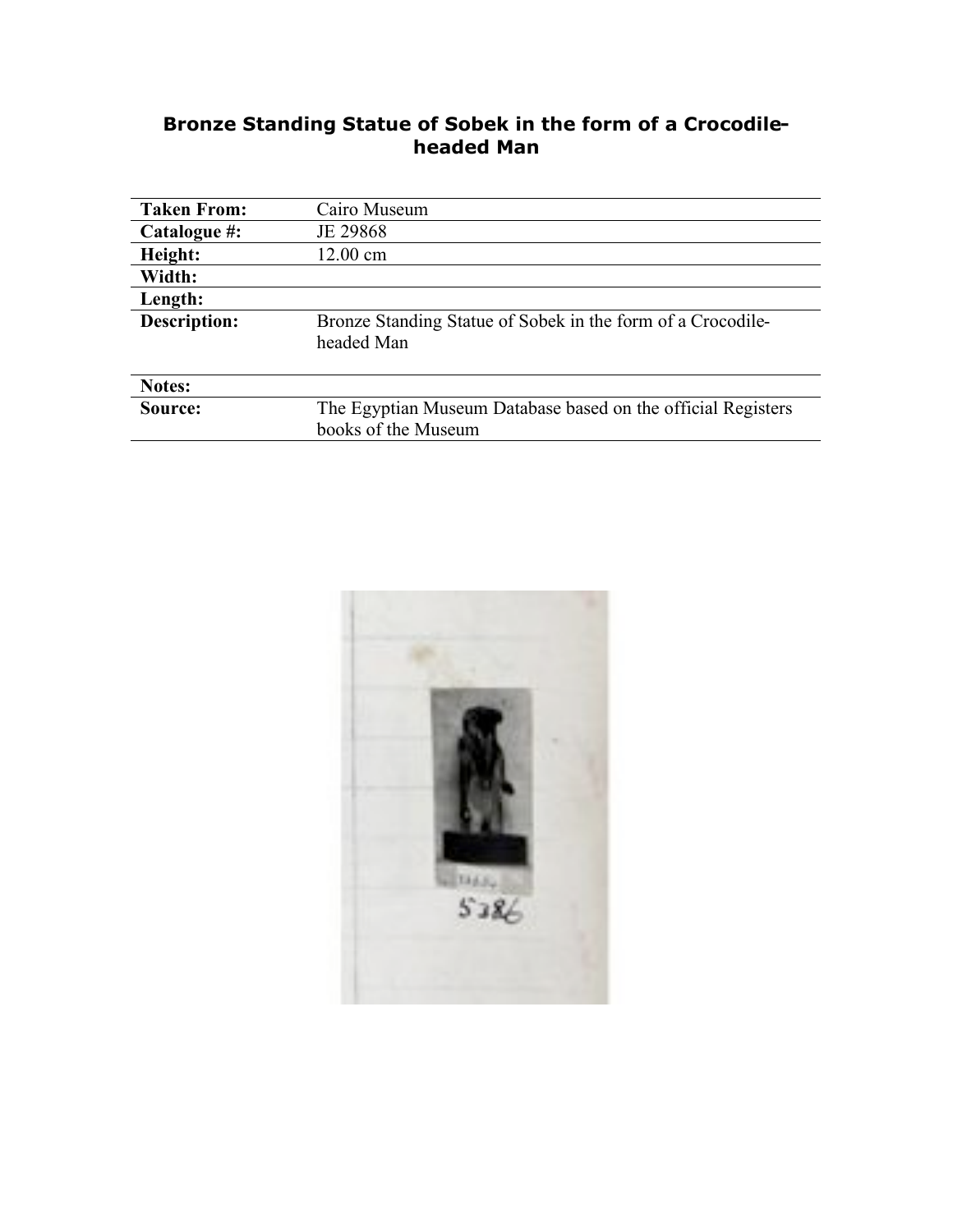# Bronze Standing Statue of Sobek in the form of a Crocodile-headed Man

| | |
|---|---|
| **Taken From:** | Cairo Museum |
| **Catalogue #:** | JE 29868 |
| **Height:** | 12.00 cm |
| **Width:** | |
| **Length:** | |
| **Description:** | Bronze Standing Statue of Sobek in the form of a Crocodile-headed Man |
| **Notes:** | |
| **Source:** | The Egyptian Museum Database based on the official Registers books of the Museum |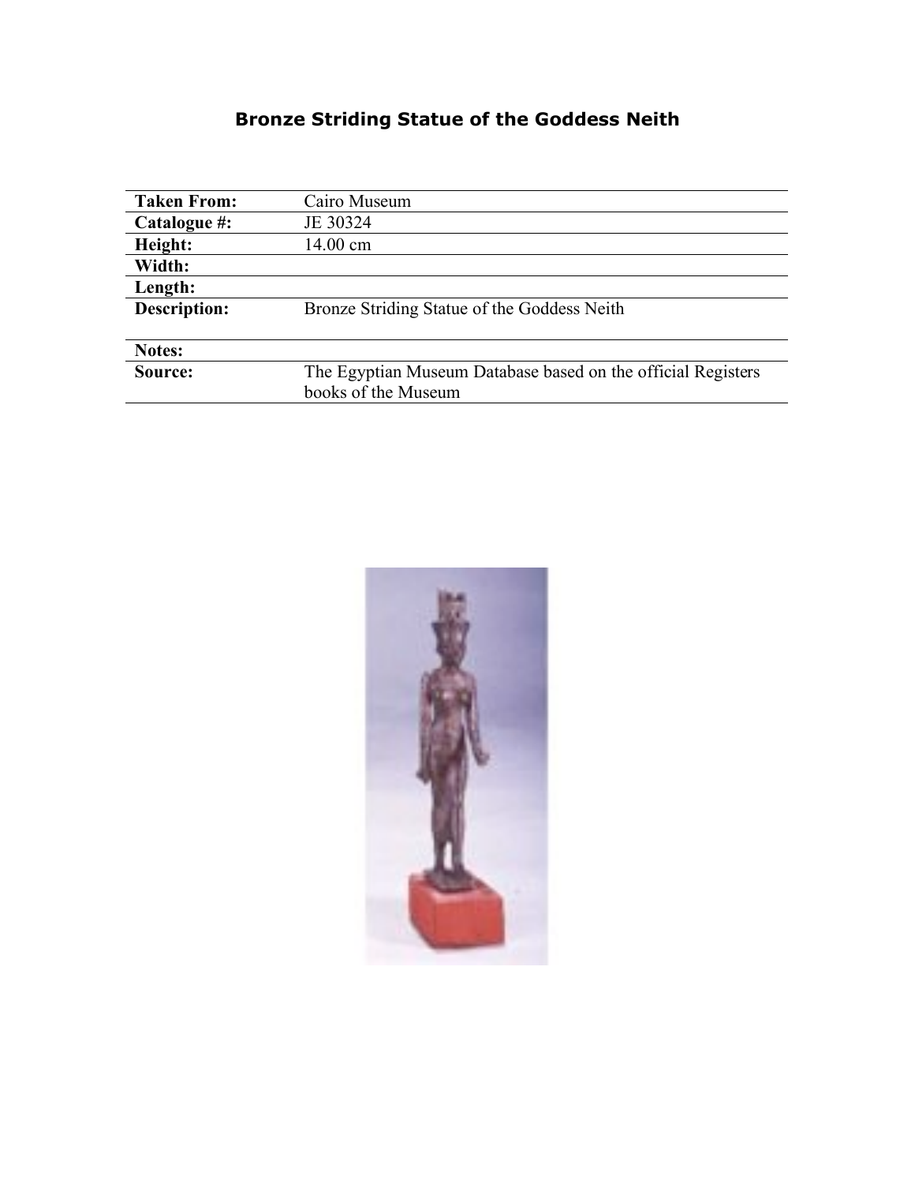# Bronze Striding Statue of the Goddess Neith

| | |
|---|---|
| **Taken From:** | Cairo Museum |
| **Catalogue #:** | JE 30324 |
| **Height:** | 14.00 cm |
| **Width:** | |
| **Length:** | |
| **Description:** | Bronze Striding Statue of the Goddess Neith |
| **Notes:** | |
| **Source:** | The Egyptian Museum Database based on the official Registers books of the Museum |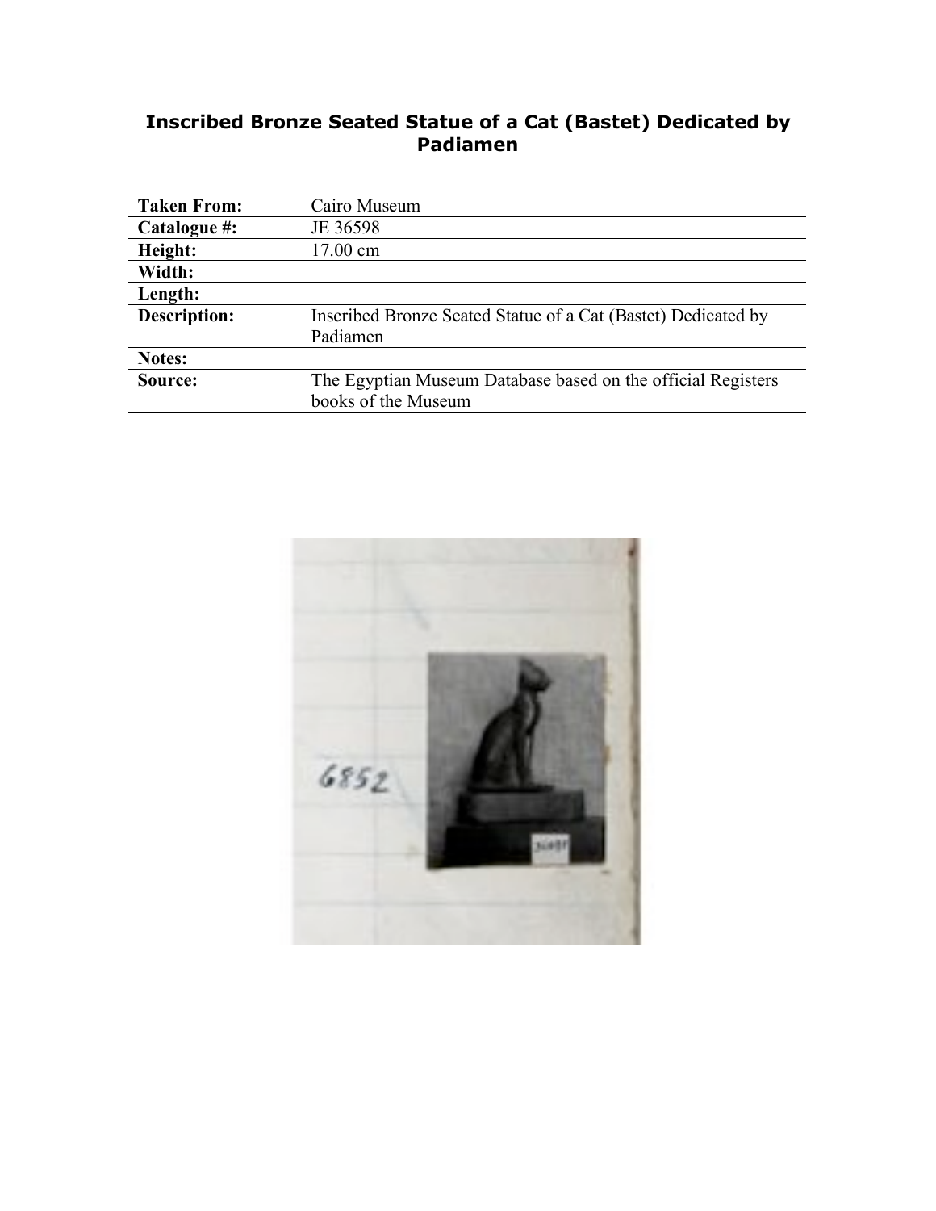# Inscribed Bronze Seated Statue of a Cat (Bastet) Dedicated by Padiamen

| | |
|---|---|
| **Taken From:** | Cairo Museum |
| **Catalogue #:** | JE 36598 |
| **Height:** | 17.00 cm |
| **Width:** | |
| **Length:** | |
| **Description:** | Inscribed Bronze Seated Statue of a Cat (Bastet) Dedicated by Padiamen |
| **Notes:** | |
| **Source:** | The Egyptian Museum Database based on the official Registers books of the Museum |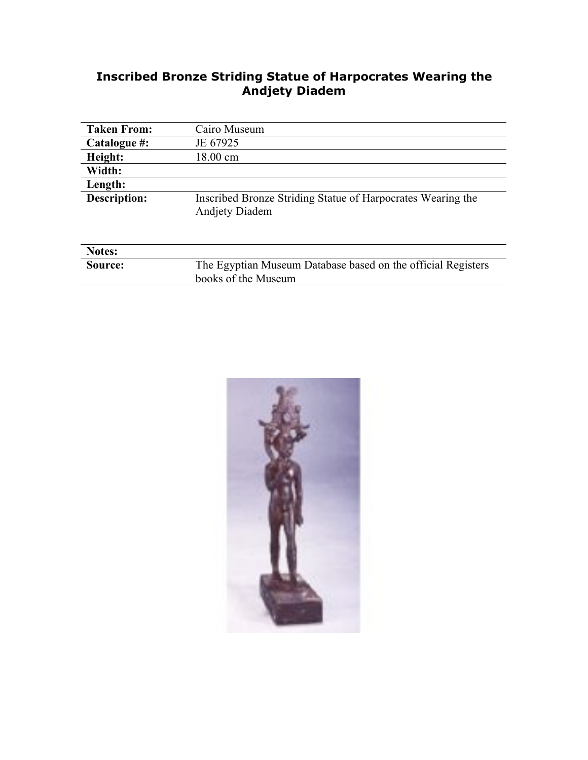# Inscribed Bronze Striding Statue of Harpocrates Wearing the Andjety Diadem

| | |
|---|---|
| **Taken From:** | Cairo Museum |
| **Catalogue #:** | JE 67925 |
| **Height:** | 18.00 cm |
| **Width:** | |
| **Length:** | |
| **Description:** | Inscribed Bronze Striding Statue of Harpocrates Wearing the Andjety Diadem |
| **Notes:** | |
| **Source:** | The Egyptian Museum Database based on the official Registers books of the Museum |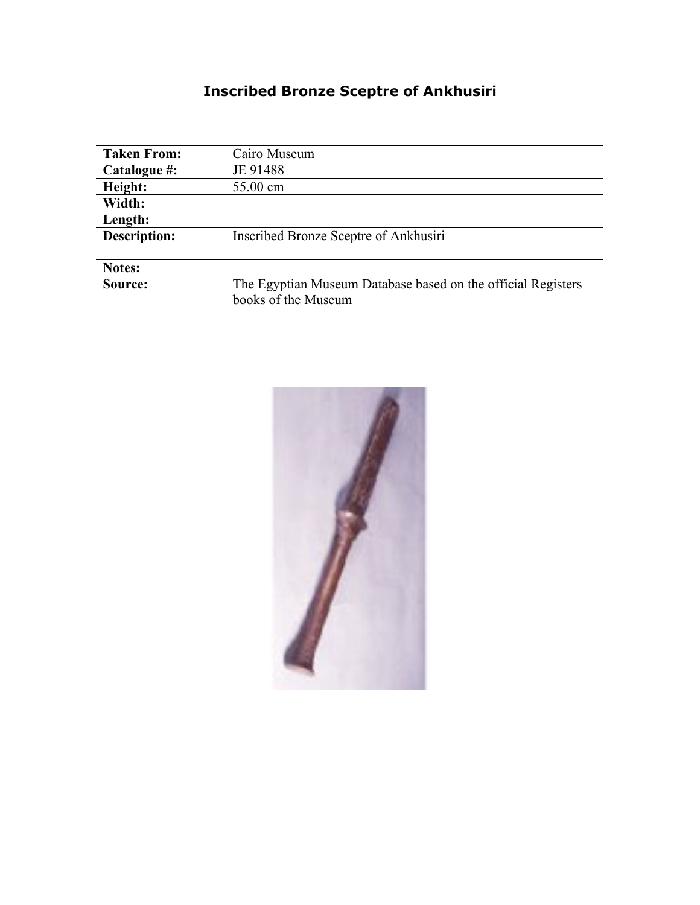# Inscribed Bronze Sceptre of Ankhusiri

| | |
|---|---|
| **Taken From:** | Cairo Museum |
| **Catalogue #:** | JE 91488 |
| **Height:** | 55.00 cm |
| **Width:** | |
| **Length:** | |
| **Description:** | Inscribed Bronze Sceptre of Ankhusiri |
| **Notes:** | |
| **Source:** | The Egyptian Museum Database based on the official Registers books of the Museum |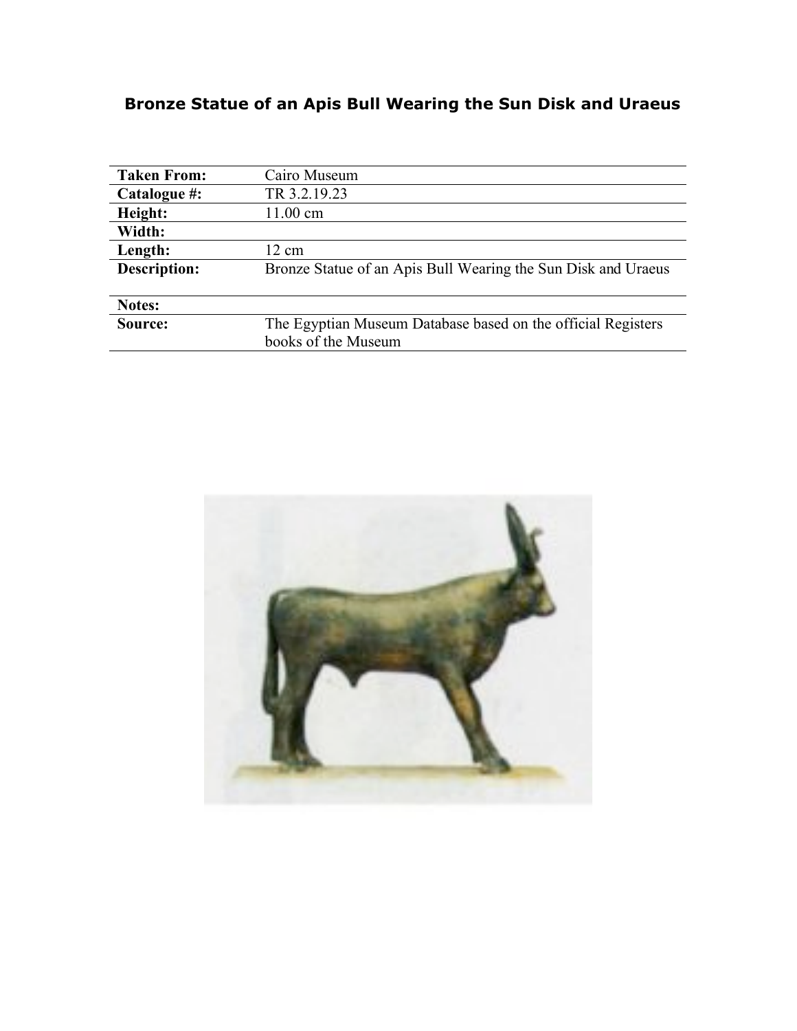# Bronze Statue of an Apis Bull Wearing the Sun Disk and Uraeus

| | |
|---|---|
| **Taken From:** | Cairo Museum |
| **Catalogue #:** | TR 3.2.19.23 |
| **Height:** | 11.00 cm |
| **Width:** | |
| **Length:** | 12 cm |
| **Description:** | Bronze Statue of an Apis Bull Wearing the Sun Disk and Uraeus |
| **Notes:** | |
| **Source:** | The Egyptian Museum Database based on the official Registers books of the Museum |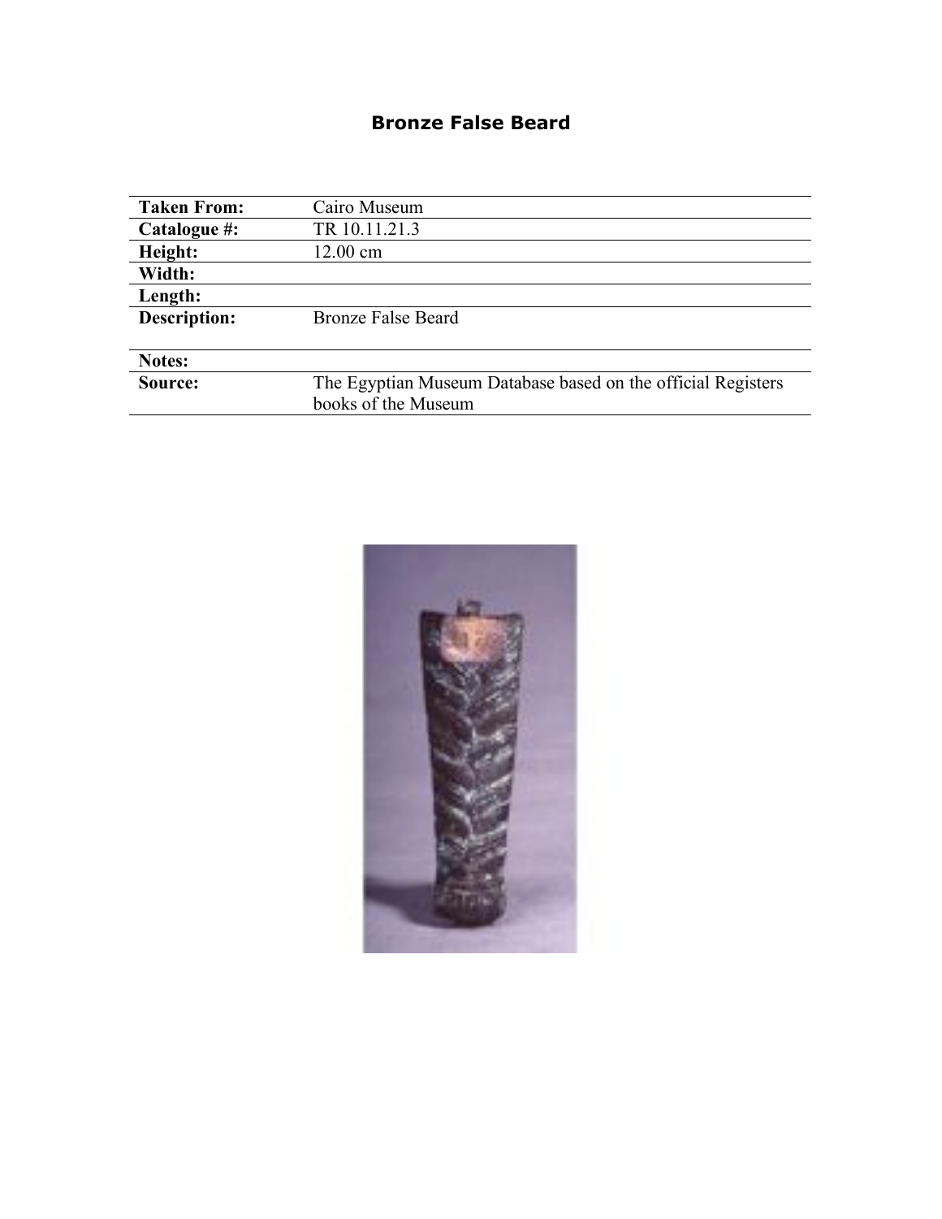# Bronze False Beard

| Taken From: | Cairo Museum |
|---|---|
| Catalogue #: | TR 10.11.21.3 |
| Height: | 12.00 cm |
| Width: | |
| Length: | |
| Description: | Bronze False Beard |
| Notes: | |
| Source: | The Egyptian Museum Database based on the official Registers books of the Museum |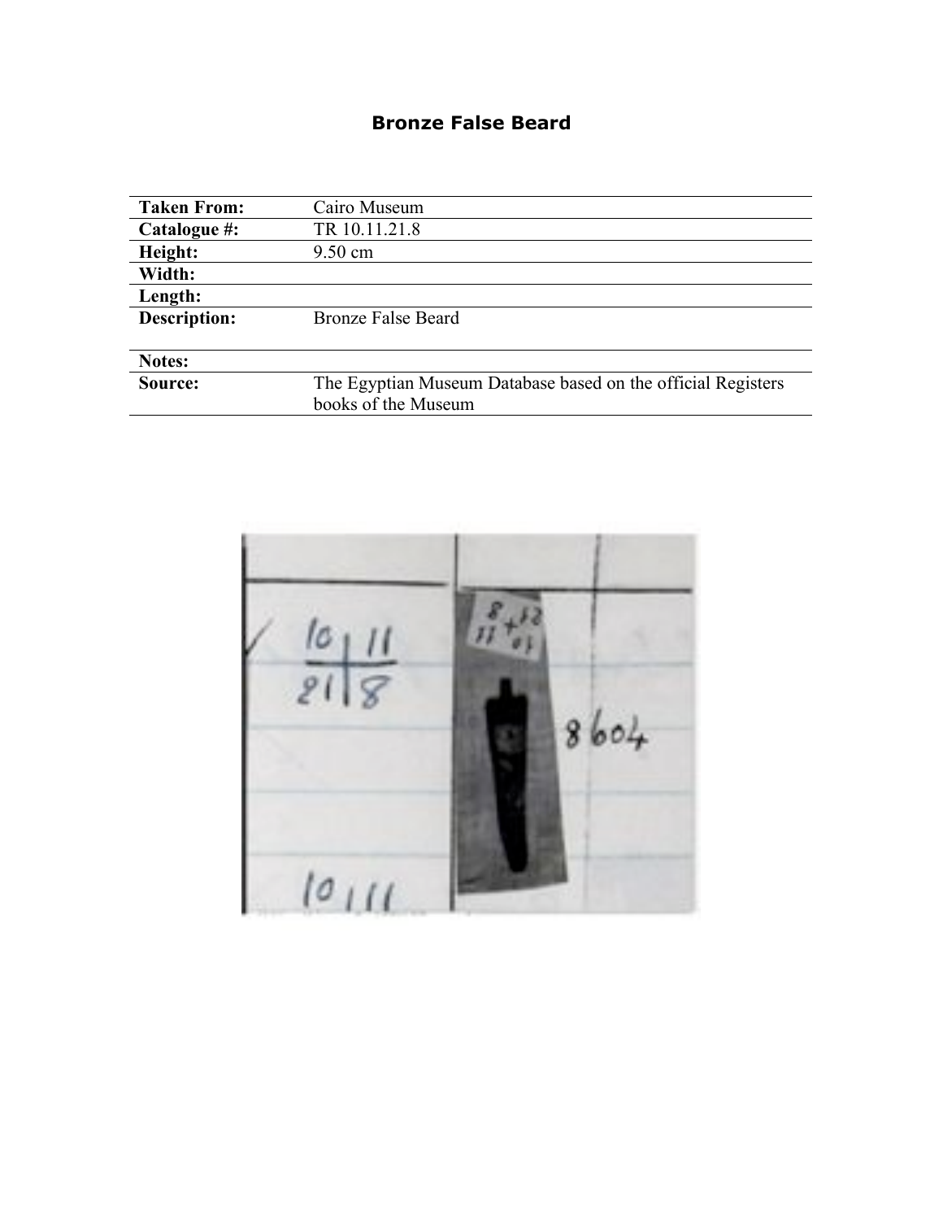# Bronze False Beard

| Taken From: | Cairo Museum |
|---|---|
| Catalogue #: | TR 10.11.21.8 |
| Height: | 9.50 cm |
| Width: | |
| Length: | |
| Description: | Bronze False Beard |
| Notes: | |
| Source: | The Egyptian Museum Database based on the official Registers books of the Museum |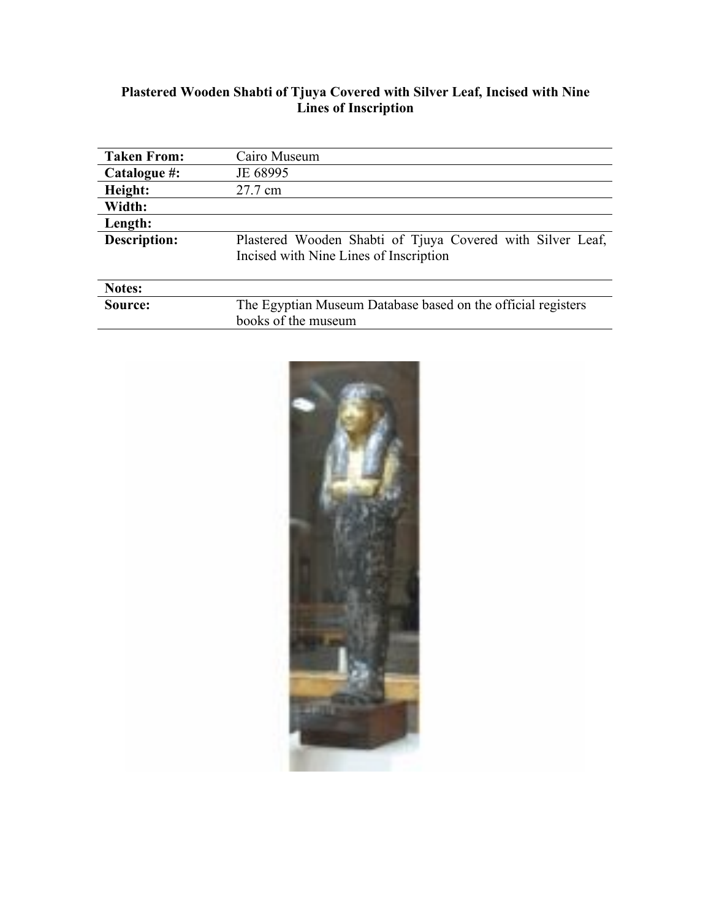**Plastered Wooden Shabti of Tjuya Covered with Silver Leaf, Incised with Nine Lines of Inscription**

| | |
|---|---|
| **Taken From:** | Cairo Museum |
| **Catalogue #:** | JE 68995 |
| **Height:** | 27.7 cm |
| **Width:** | |
| **Length:** | |
| **Description:** | Plastered Wooden Shabti of Tjuya Covered with Silver Leaf, Incised with Nine Lines of Inscription |
| **Notes:** | |
| **Source:** | The Egyptian Museum Database based on the official registers books of the museum |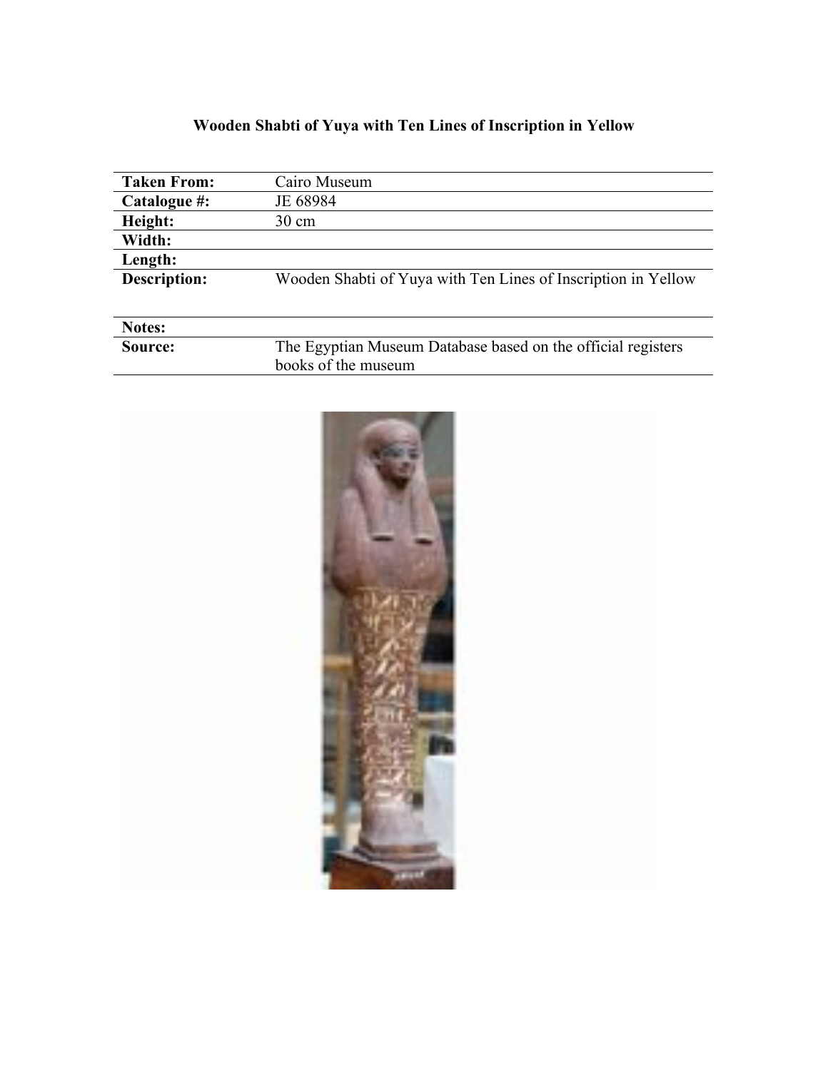# Wooden Shabti of Yuya with Ten Lines of Inscription in Yellow

| | |
|---|---|
| **Taken From:** | Cairo Museum |
| **Catalogue #:** | JE 68984 |
| **Height:** | 30 cm |
| **Width:** | |
| **Length:** | |
| **Description:** | Wooden Shabti of Yuya with Ten Lines of Inscription in Yellow |
| **Notes:** | |
| **Source:** | The Egyptian Museum Database based on the official registers books of the museum |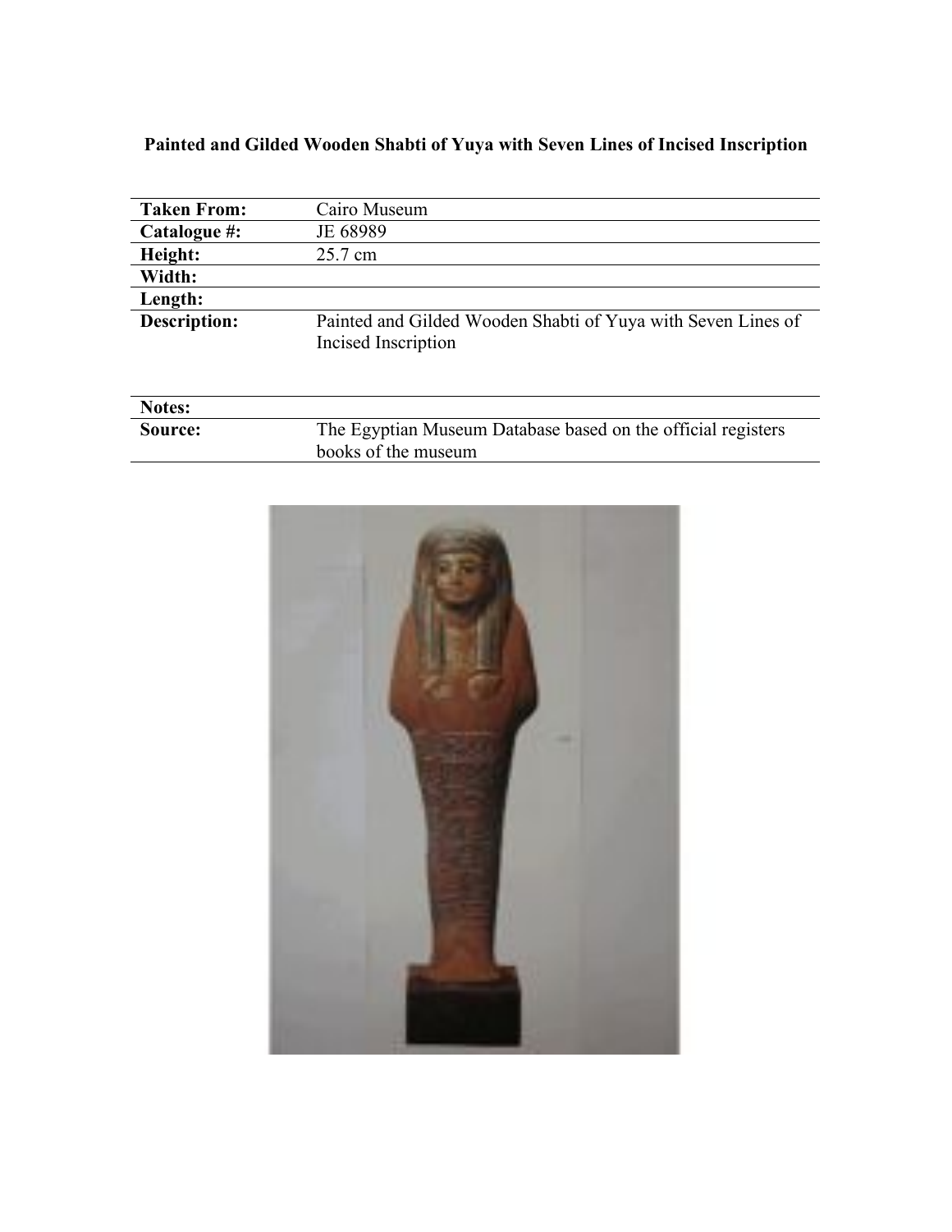**Painted and Gilded Wooden Shabti of Yuya with Seven Lines of Incised Inscription**

| | |
|---|---|
| **Taken From:** | Cairo Museum |
| **Catalogue #:** | JE 68989 |
| **Height:** | 25.7 cm |
| **Width:** | |
| **Length:** | |
| **Description:** | Painted and Gilded Wooden Shabti of Yuya with Seven Lines of Incised Inscription |
| **Notes:** | |
| **Source:** | The Egyptian Museum Database based on the official registers books of the museum |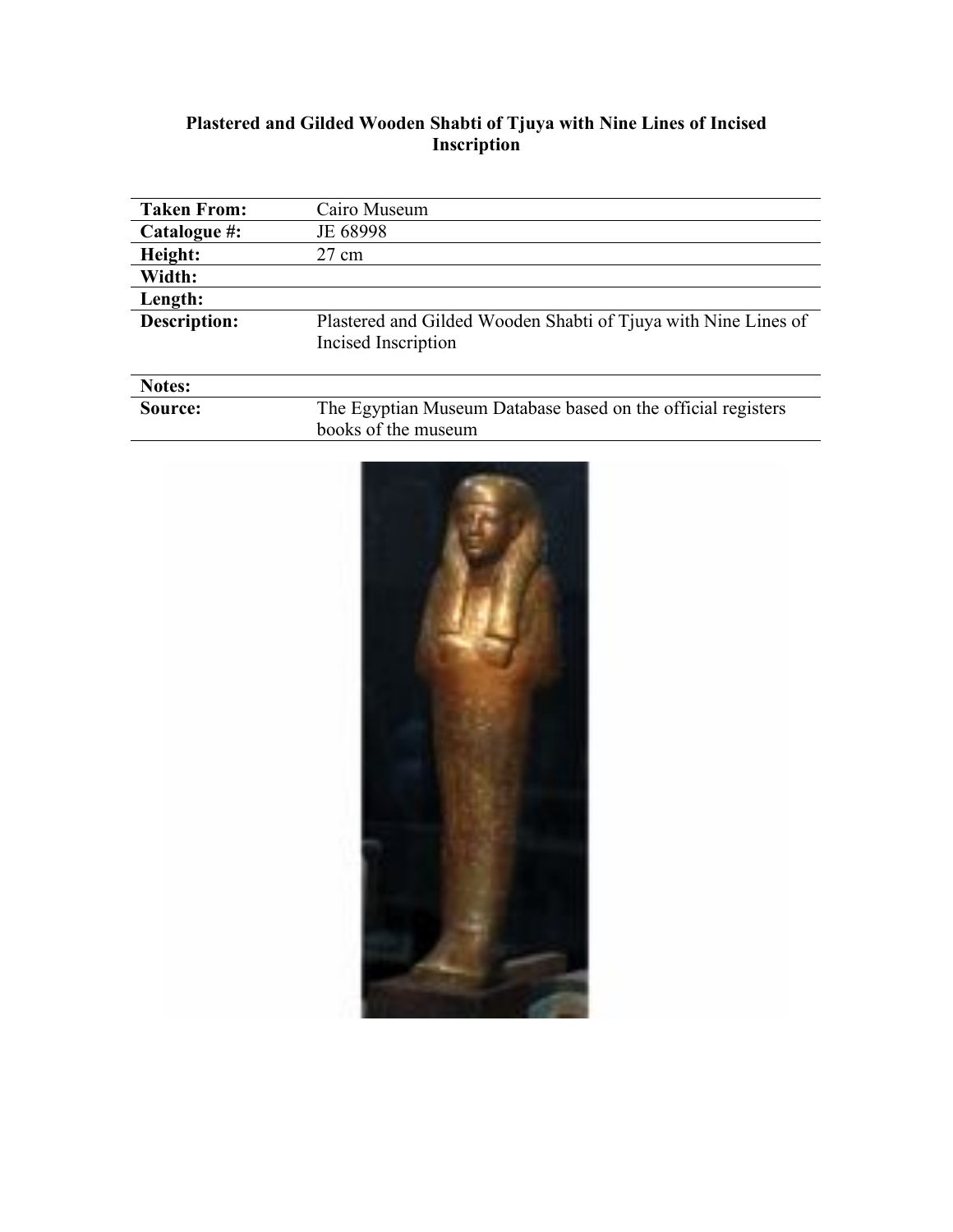**Plastered and Gilded Wooden Shabti of Tjuya with Nine Lines of Incised Inscription**

| | |
|---|---|
| **Taken From:** | Cairo Museum |
| **Catalogue #:** | JE 68998 |
| **Height:** | 27 cm |
| **Width:** | |
| **Length:** | |
| **Description:** | Plastered and Gilded Wooden Shabti of Tjuya with Nine Lines of Incised Inscription |
| **Notes:** | |
| **Source:** | The Egyptian Museum Database based on the official registers books of the museum |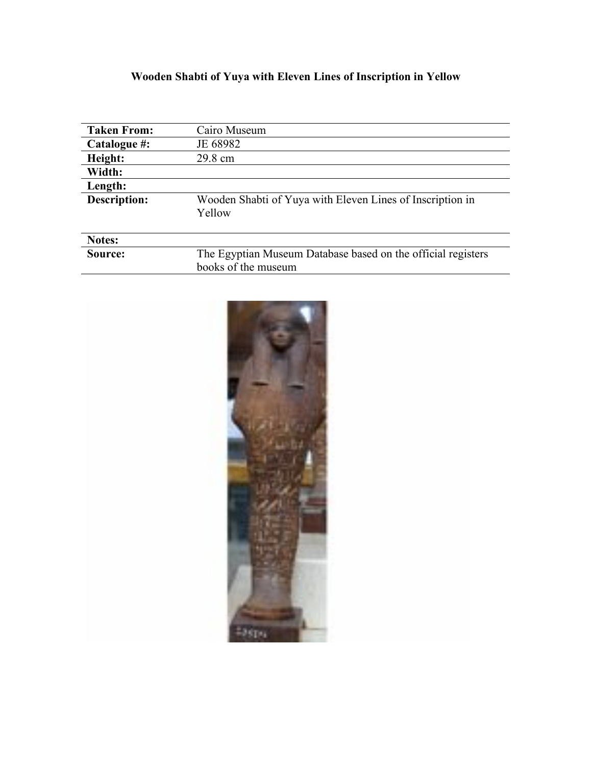# Wooden Shabti of Yuya with Eleven Lines of Inscription in Yellow

| Taken From: | Cairo Museum |
|---|---|
| Catalogue #: | JE 68982 |
| Height: | 29.8 cm |
| Width: | |
| Length: | |
| Description: | Wooden Shabti of Yuya with Eleven Lines of Inscription in Yellow |
| Notes: | |
| Source: | The Egyptian Museum Database based on the official registers books of the museum |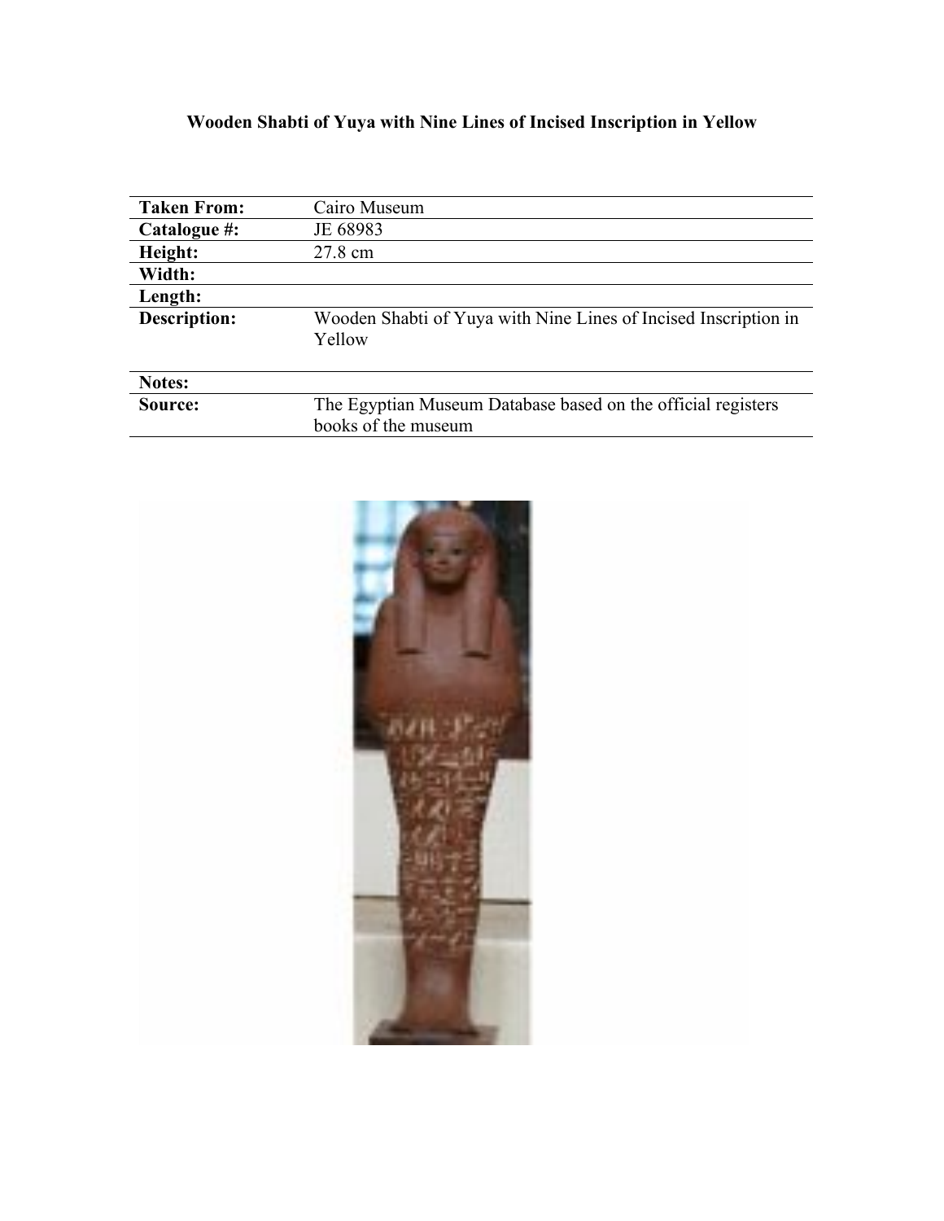**Wooden Shabti of Yuya with Nine Lines of Incised Inscription in Yellow**

| | |
|---|---|
| **Taken From:** | Cairo Museum |
| **Catalogue #:** | JE 68983 |
| **Height:** | 27.8 cm |
| **Width:** | |
| **Length:** | |
| **Description:** | Wooden Shabti of Yuya with Nine Lines of Incised Inscription in Yellow |
| **Notes:** | |
| **Source:** | The Egyptian Museum Database based on the official registers books of the museum |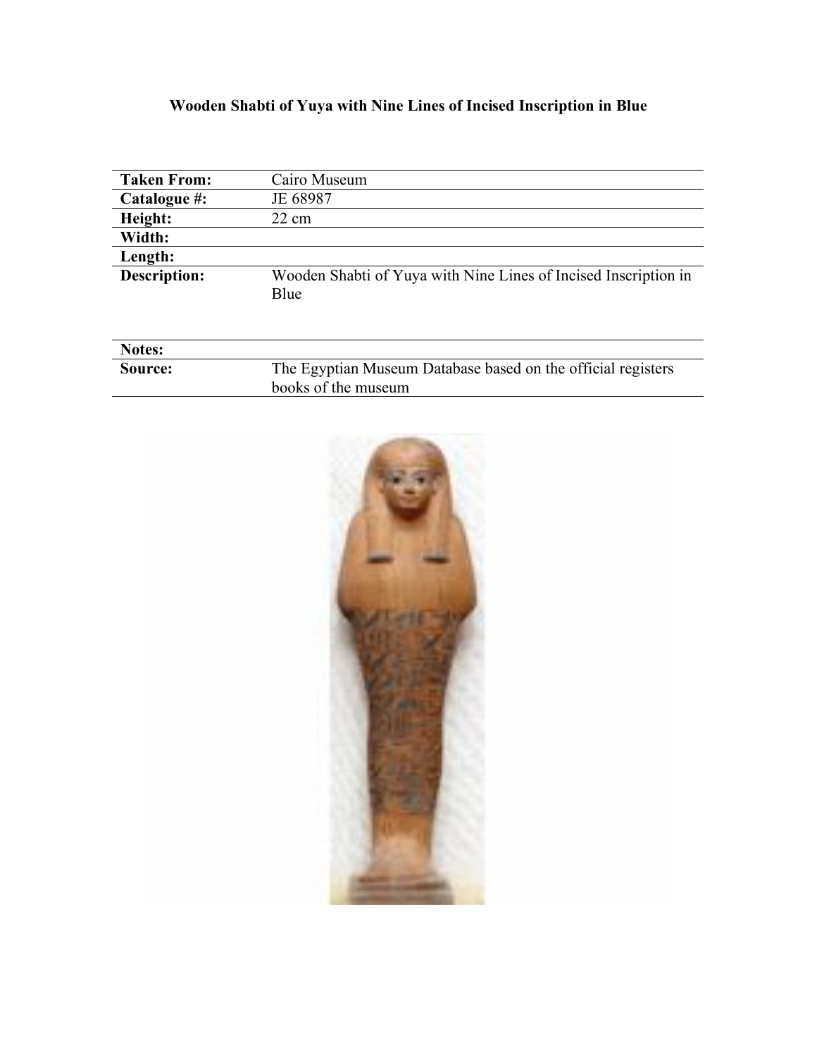# Wooden Shabti of Yuya with Nine Lines of Incised Inscription in Blue

| | |
|---|---|
| **Taken From:** | Cairo Museum |
| **Catalogue #:** | JE 68987 |
| **Height:** | 22 cm |
| **Width:** | |
| **Length:** | |
| **Description:** | Wooden Shabti of Yuya with Nine Lines of Incised Inscription in Blue |
| **Notes:** | |
| **Source:** | The Egyptian Museum Database based on the official registers books of the museum |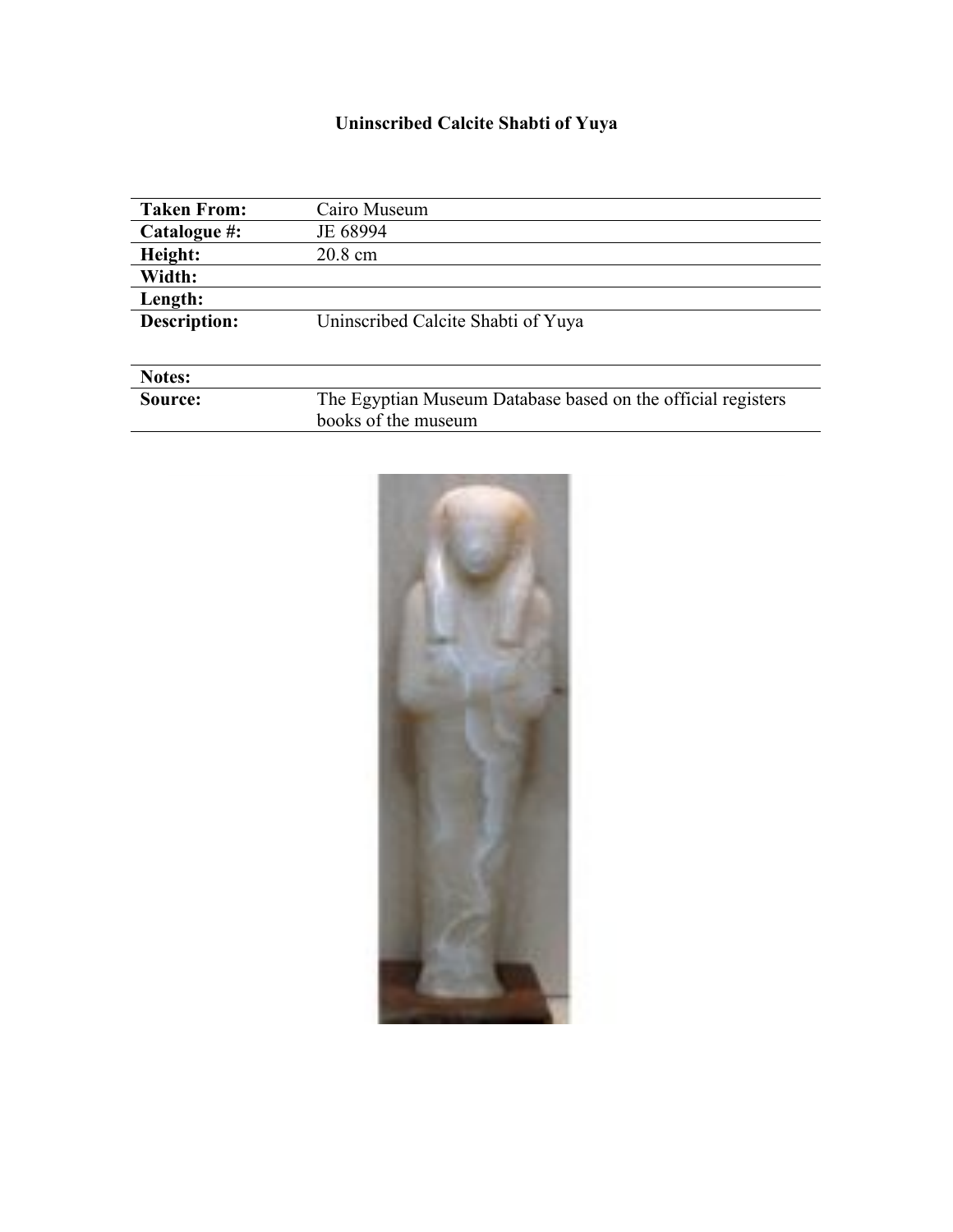# Uninscribed Calcite Shabti of Yuya

| | |
|---|---|
| **Taken From:** | Cairo Museum |
| **Catalogue #:** | JE 68994 |
| **Height:** | 20.8 cm |
| **Width:** | |
| **Length:** | |
| **Description:** | Uninscribed Calcite Shabti of Yuya |
| **Notes:** | |
| **Source:** | The Egyptian Museum Database based on the official registers books of the museum |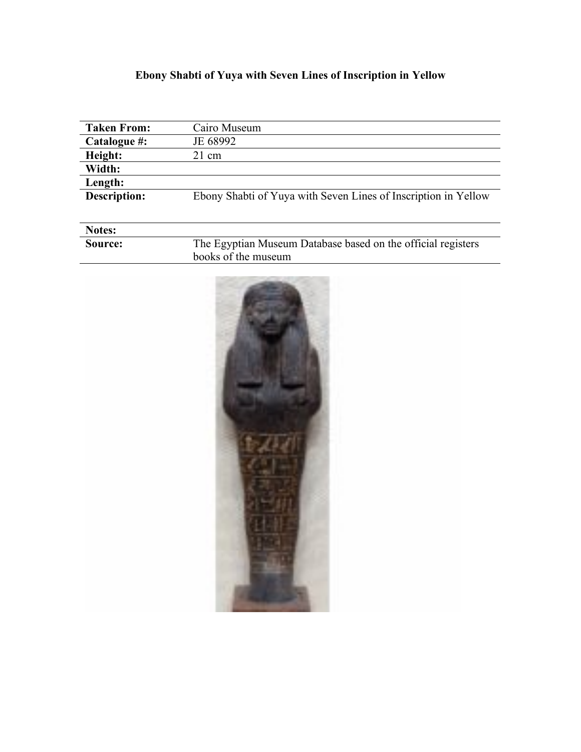# Ebony Shabti of Yuya with Seven Lines of Inscription in Yellow

| | |
|---|---|
| **Taken From:** | Cairo Museum |
| **Catalogue #:** | JE 68992 |
| **Height:** | 21 cm |
| **Width:** | |
| **Length:** | |
| **Description:** | Ebony Shabti of Yuya with Seven Lines of Inscription in Yellow |
| **Notes:** | |
| **Source:** | The Egyptian Museum Database based on the official registers books of the museum |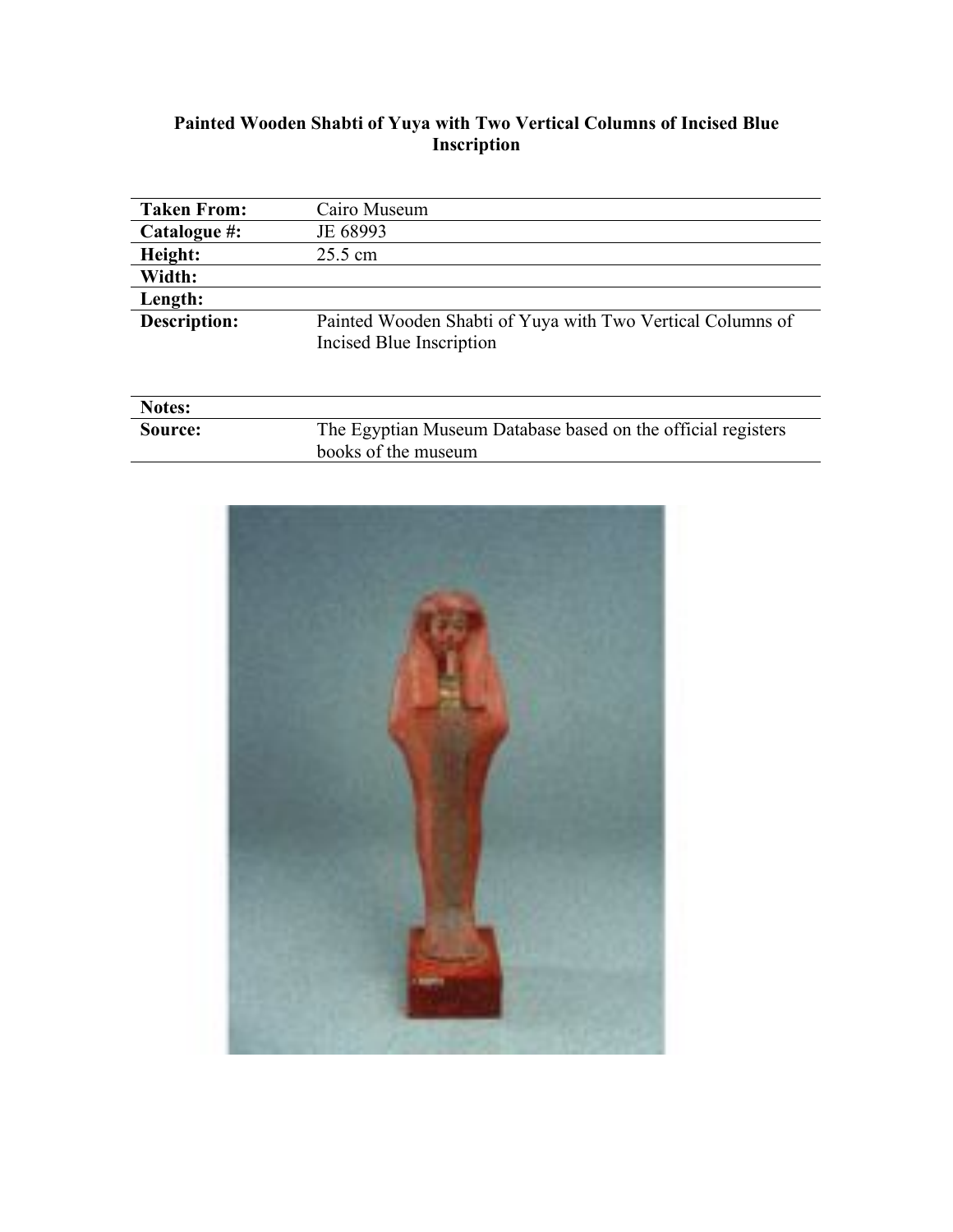**Painted Wooden Shabti of Yuya with Two Vertical Columns of Incised Blue Inscription**

| | |
|---|---|
| **Taken From:** | Cairo Museum |
| **Catalogue #:** | JE 68993 |
| **Height:** | 25.5 cm |
| **Width:** | |
| **Length:** | |
| **Description:** | Painted Wooden Shabti of Yuya with Two Vertical Columns of Incised Blue Inscription |
| **Notes:** | |
| **Source:** | The Egyptian Museum Database based on the official registers books of the museum |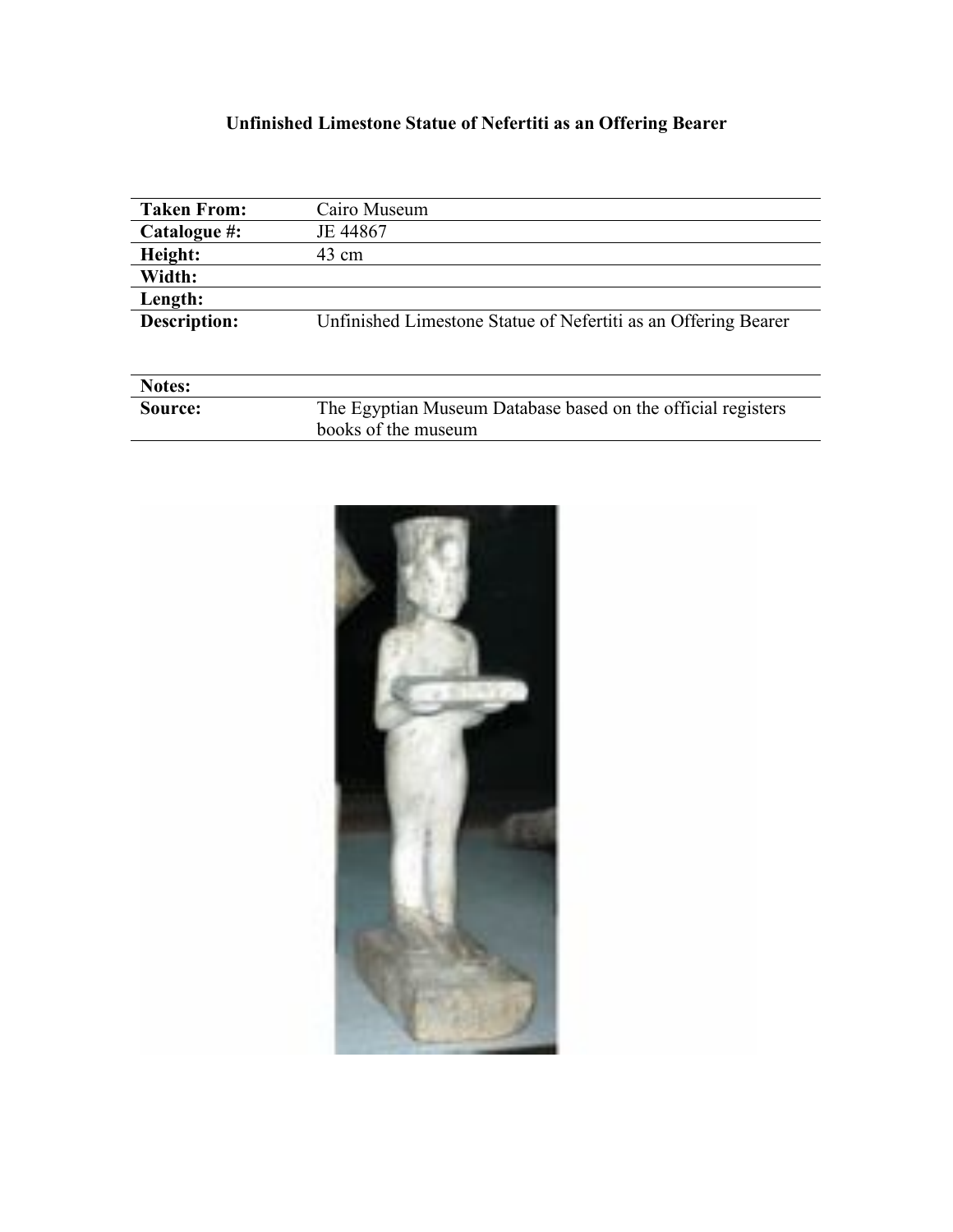# Unfinished Limestone Statue of Nefertiti as an Offering Bearer

| | |
|---|---|
| **Taken From:** | Cairo Museum |
| **Catalogue #:** | JE 44867 |
| **Height:** | 43 cm |
| **Width:** | |
| **Length:** | |
| **Description:** | Unfinished Limestone Statue of Nefertiti as an Offering Bearer |
| **Notes:** | |
| **Source:** | The Egyptian Museum Database based on the official registers books of the museum |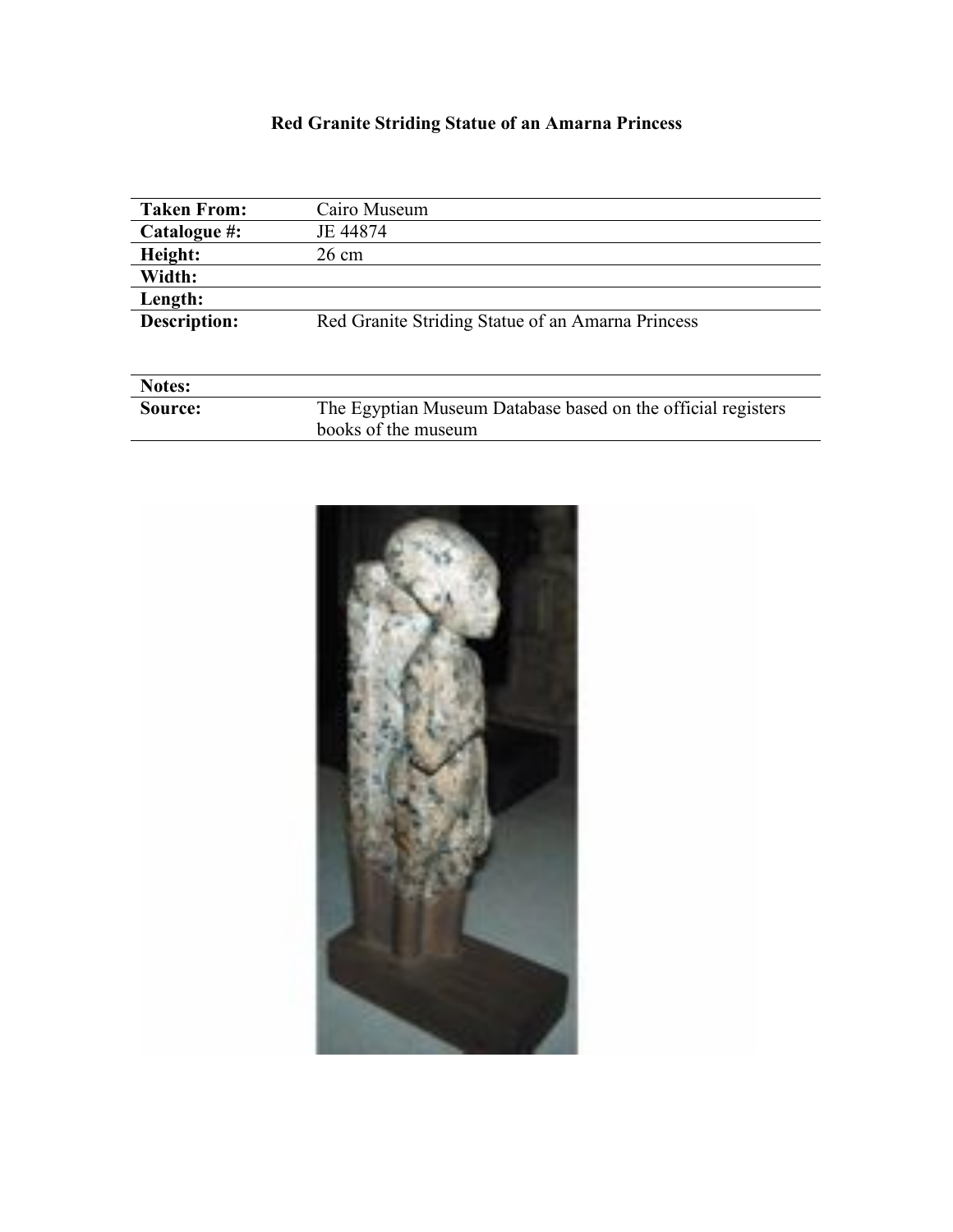# Red Granite Striding Statue of an Amarna Princess

| | |
|---|---|
| **Taken From:** | Cairo Museum |
| **Catalogue #:** | JE 44874 |
| **Height:** | 26 cm |
| **Width:** | |
| **Length:** | |
| **Description:** | Red Granite Striding Statue of an Amarna Princess |
| **Notes:** | |
| **Source:** | The Egyptian Museum Database based on the official registers books of the museum |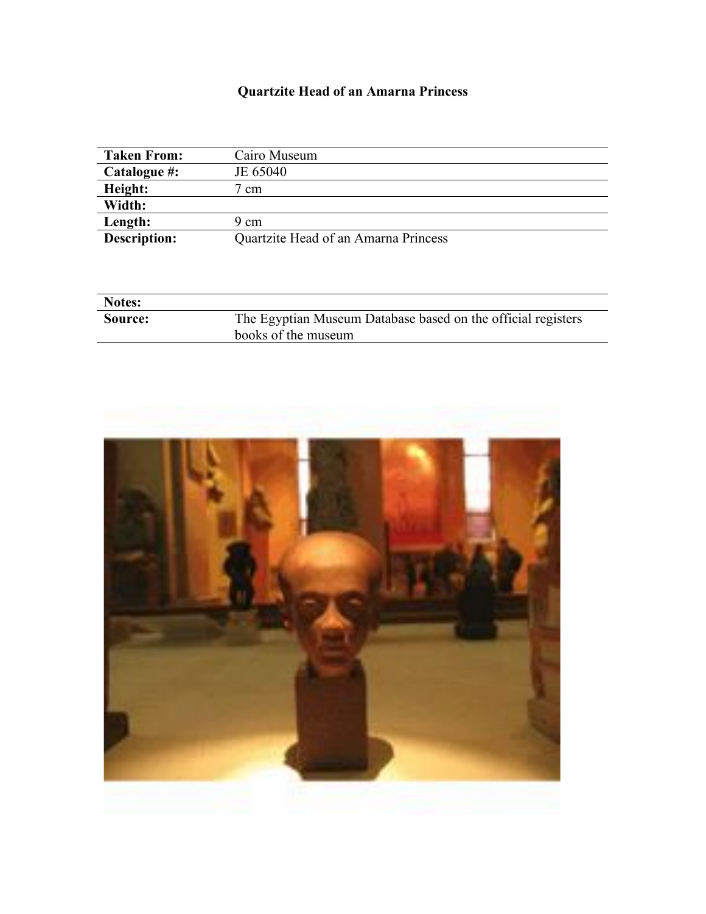# Quartzite Head of an Amarna Princess

| | |
|---|---|
| **Taken From:** | Cairo Museum |
| **Catalogue #:** | JE 65040 |
| **Height:** | 7 cm |
| **Width:** | |
| **Length:** | 9 cm |
| **Description:** | Quartzite Head of an Amarna Princess |

| | |
|---|---|
| **Notes:** | |
| **Source:** | The Egyptian Museum Database based on the official registers books of the museum |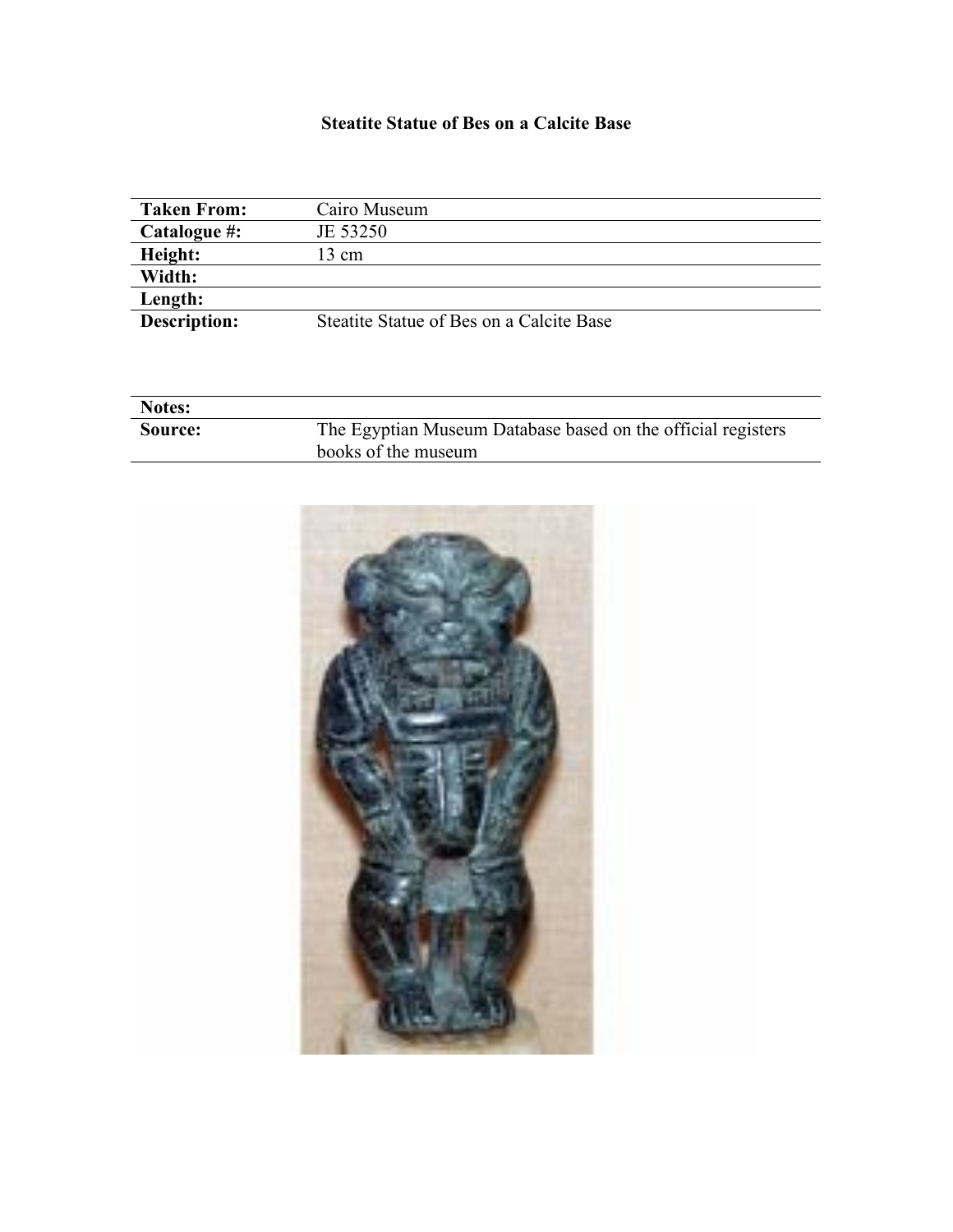# Steatite Statue of Bes on a Calcite Base

| | |
|---|---|
| **Taken From:** | Cairo Museum |
| **Catalogue #:** | JE 53250 |
| **Height:** | 13 cm |
| **Width:** | |
| **Length:** | |
| **Description:** | Steatite Statue of Bes on a Calcite Base |

| | |
|---|---|
| **Notes:** | |
| **Source:** | The Egyptian Museum Database based on the official registers books of the museum |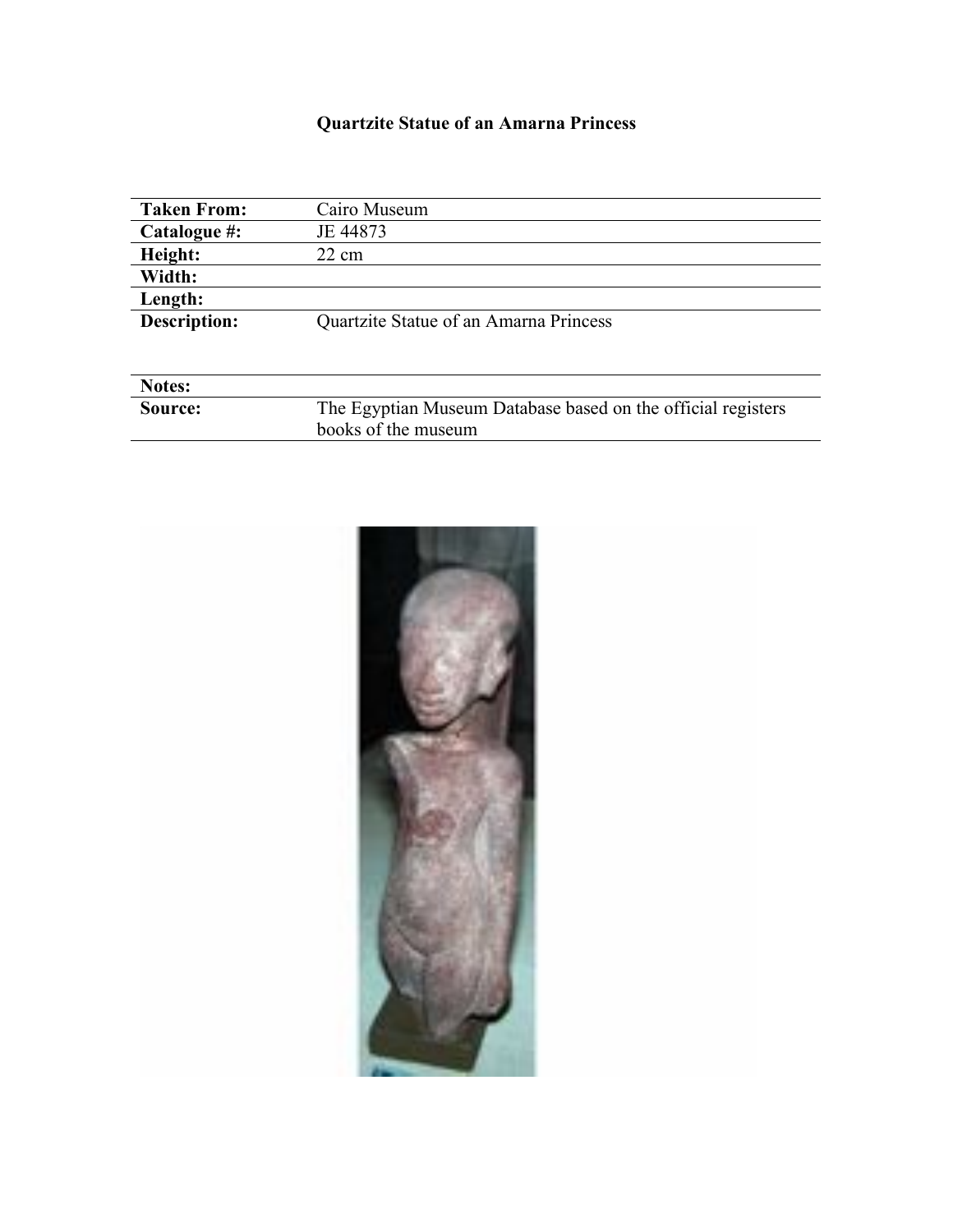# Quartzite Statue of an Amarna Princess

| | |
|---|---|
| **Taken From:** | Cairo Museum |
| **Catalogue #:** | JE 44873 |
| **Height:** | 22 cm |
| **Width:** | |
| **Length:** | |
| **Description:** | Quartzite Statue of an Amarna Princess |

| | |
|---|---|
| **Notes:** | |
| **Source:** | The Egyptian Museum Database based on the official registers books of the museum |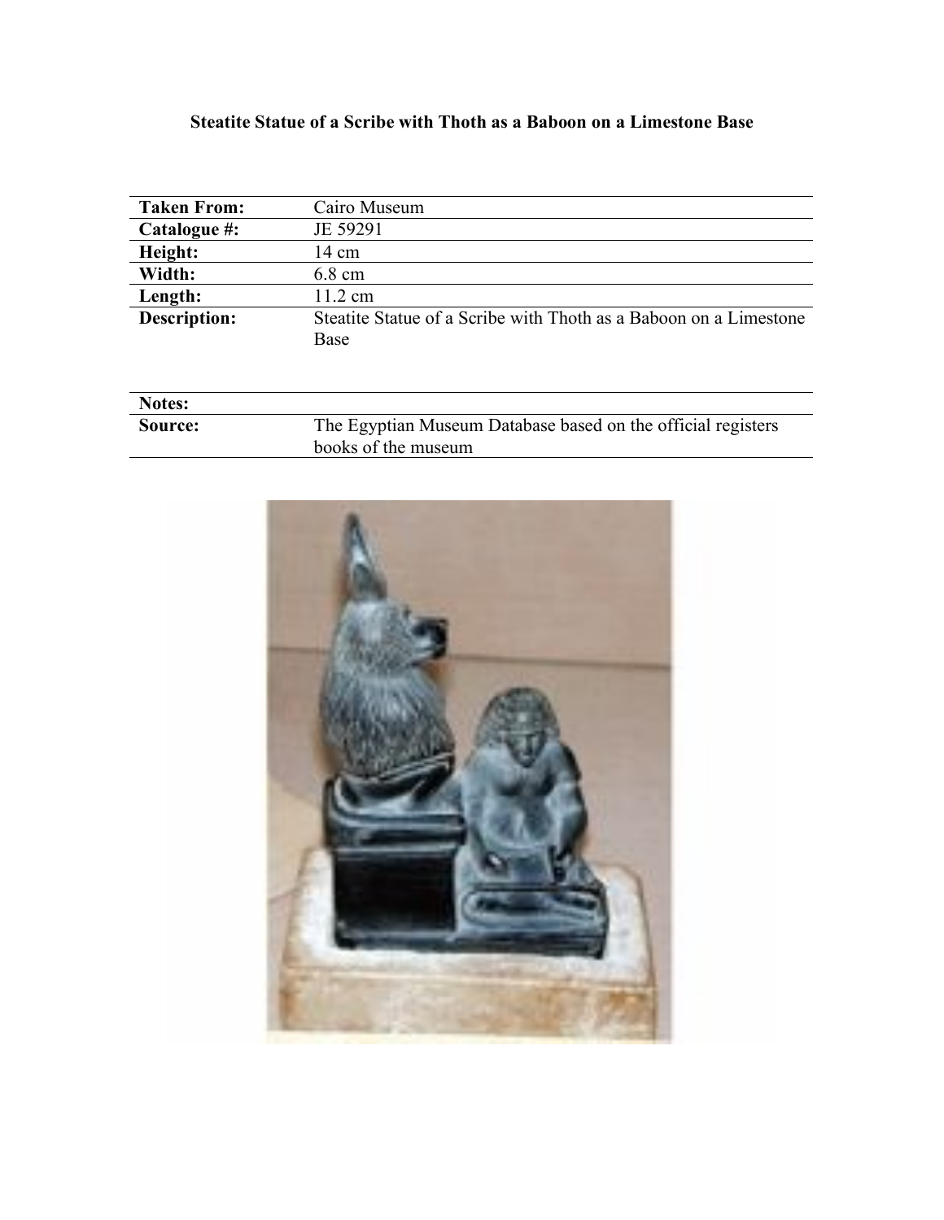# Steatite Statue of a Scribe with Thoth as a Baboon on a Limestone Base

| | |
|---|---|
| **Taken From:** | Cairo Museum |
| **Catalogue #:** | JE 59291 |
| **Height:** | 14 cm |
| **Width:** | 6.8 cm |
| **Length:** | 11.2 cm |
| **Description:** | Steatite Statue of a Scribe with Thoth as a Baboon on a Limestone Base |

| | |
|---|---|
| **Notes:** | |
| **Source:** | The Egyptian Museum Database based on the official registers books of the museum |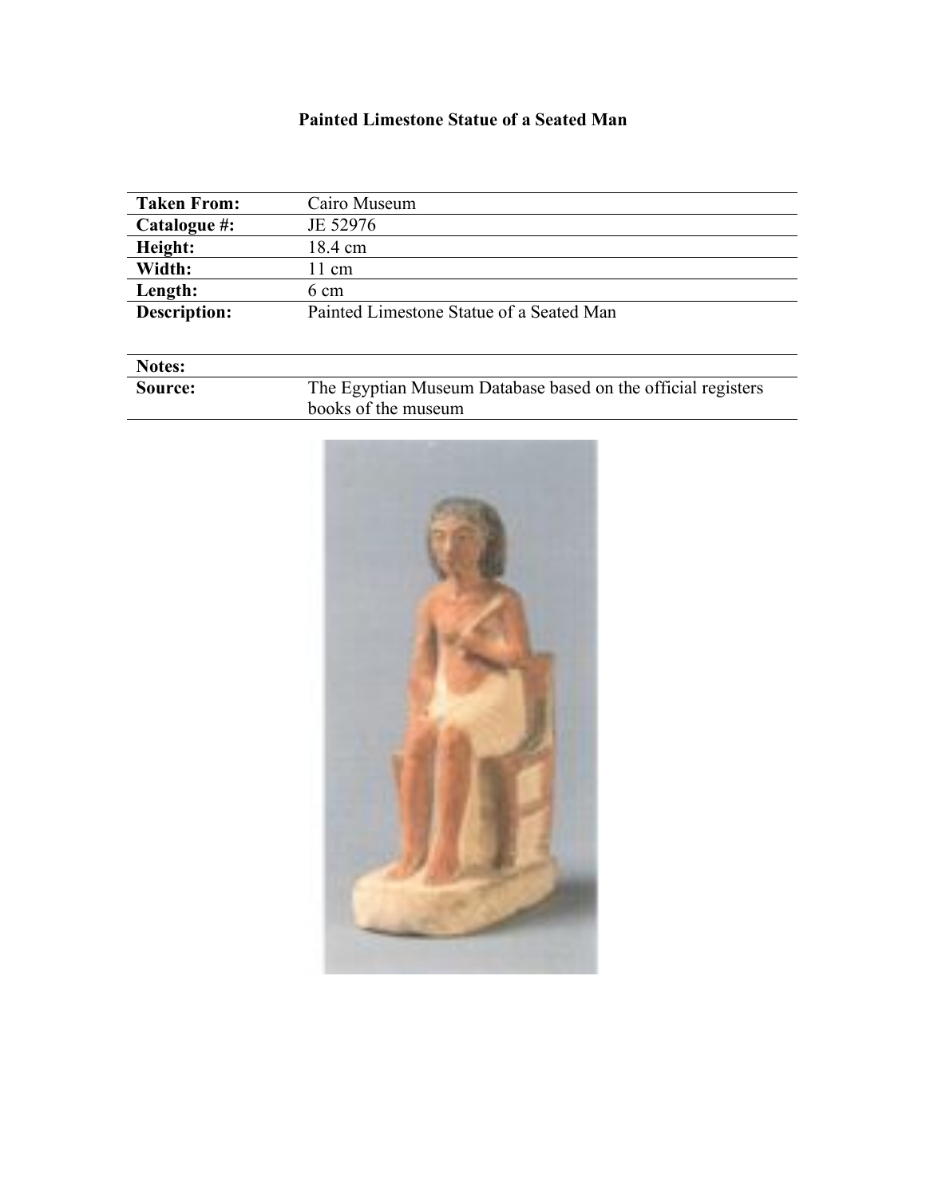# Painted Limestone Statue of a Seated Man

| | |
|---|---|
| **Taken From:** | Cairo Museum |
| **Catalogue #:** | JE 52976 |
| **Height:** | 18.4 cm |
| **Width:** | 11 cm |
| **Length:** | 6 cm |
| **Description:** | Painted Limestone Statue of a Seated Man |
| **Notes:** | |
| **Source:** | The Egyptian Museum Database based on the official registers books of the museum |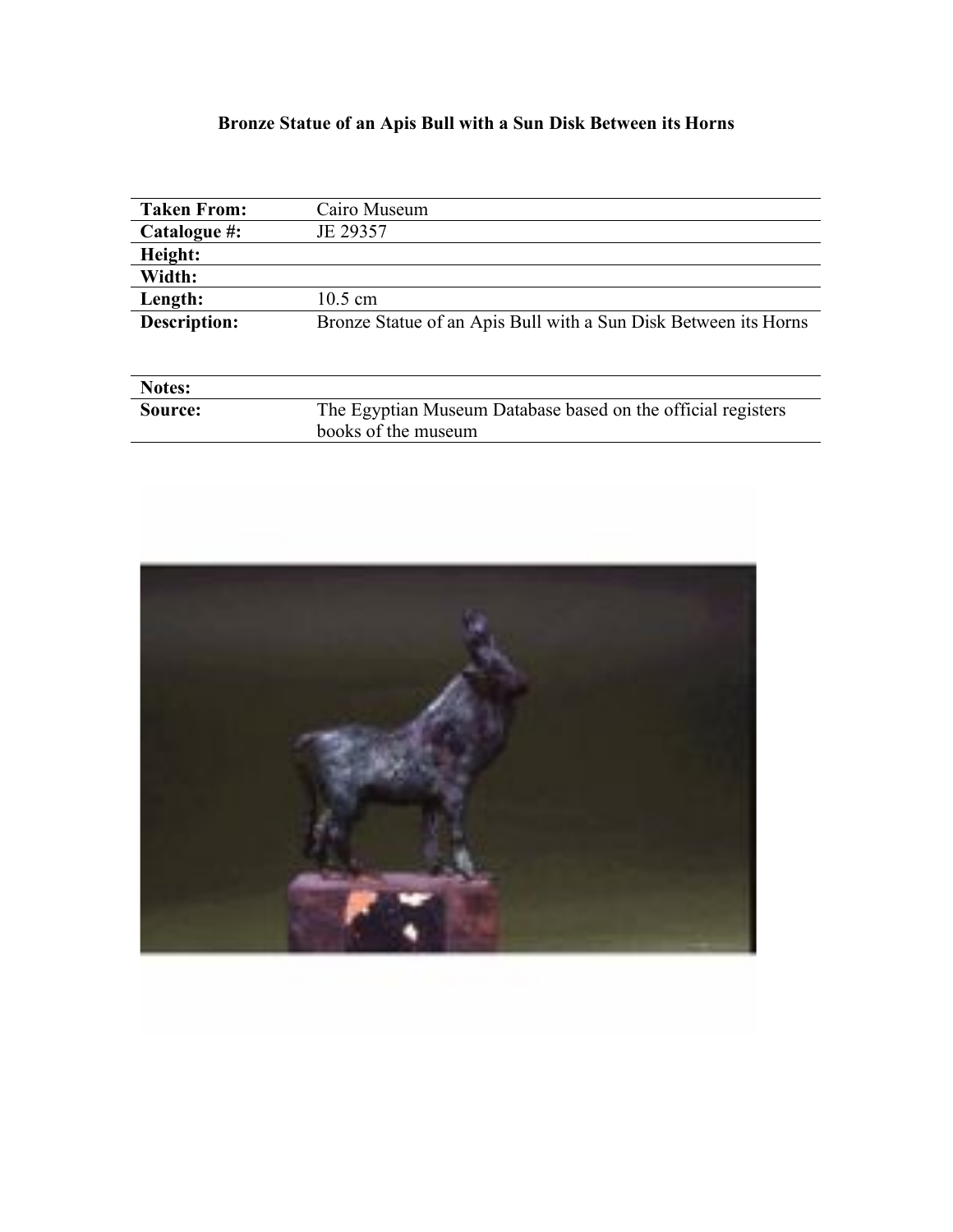**Bronze Statue of an Apis Bull with a Sun Disk Between its Horns**

| | |
|---|---|
| **Taken From:** | Cairo Museum |
| **Catalogue #:** | JE 29357 |
| **Height:** | |
| **Width:** | |
| **Length:** | 10.5 cm |
| **Description:** | Bronze Statue of an Apis Bull with a Sun Disk Between its Horns |
| **Notes:** | |
| **Source:** | The Egyptian Museum Database based on the official registers books of the museum |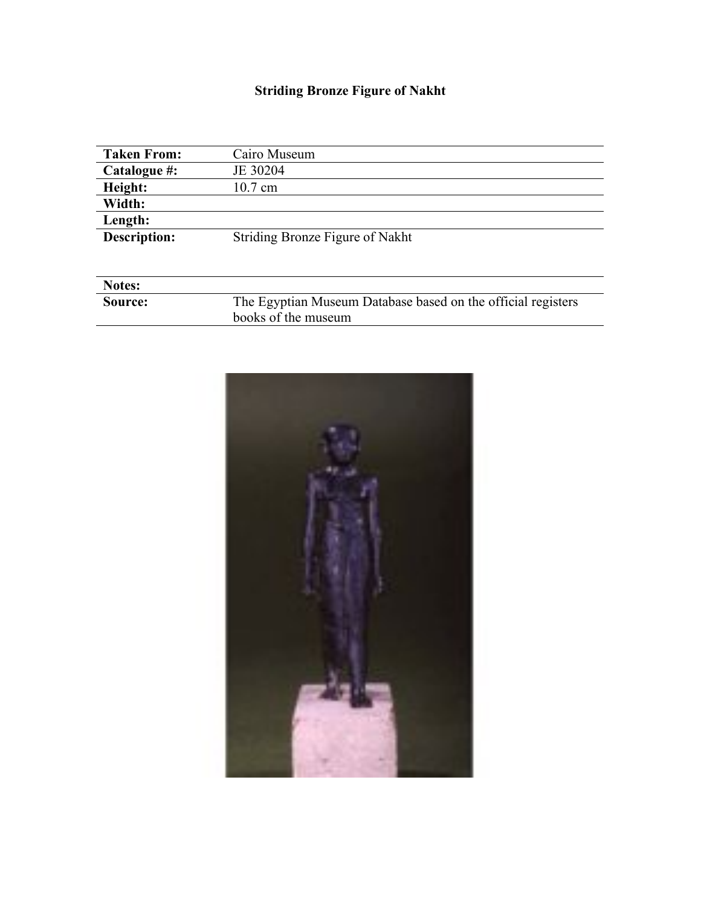# Striding Bronze Figure of Nakht

| | |
|---|---|
| **Taken From:** | Cairo Museum |
| **Catalogue #:** | JE 30204 |
| **Height:** | 10.7 cm |
| **Width:** | |
| **Length:** | |
| **Description:** | Striding Bronze Figure of Nakht |
| **Notes:** | |
| **Source:** | The Egyptian Museum Database based on the official registers books of the museum |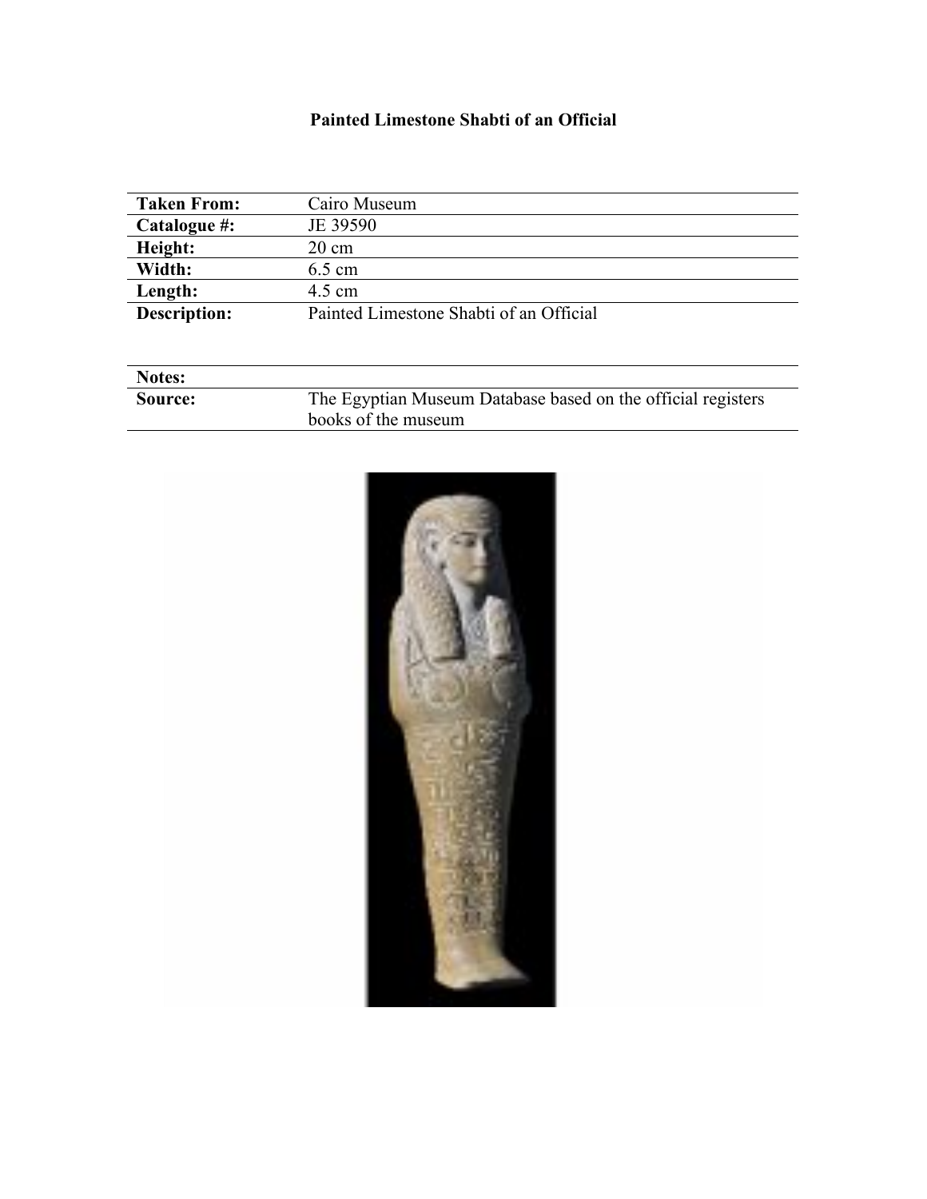# Painted Limestone Shabti of an Official

| | |
|---|---|
| **Taken From:** | Cairo Museum |
| **Catalogue #:** | JE 39590 |
| **Height:** | 20 cm |
| **Width:** | 6.5 cm |
| **Length:** | 4.5 cm |
| **Description:** | Painted Limestone Shabti of an Official |

| | |
|---|---|
| **Notes:** | |
| **Source:** | The Egyptian Museum Database based on the official registers books of the museum |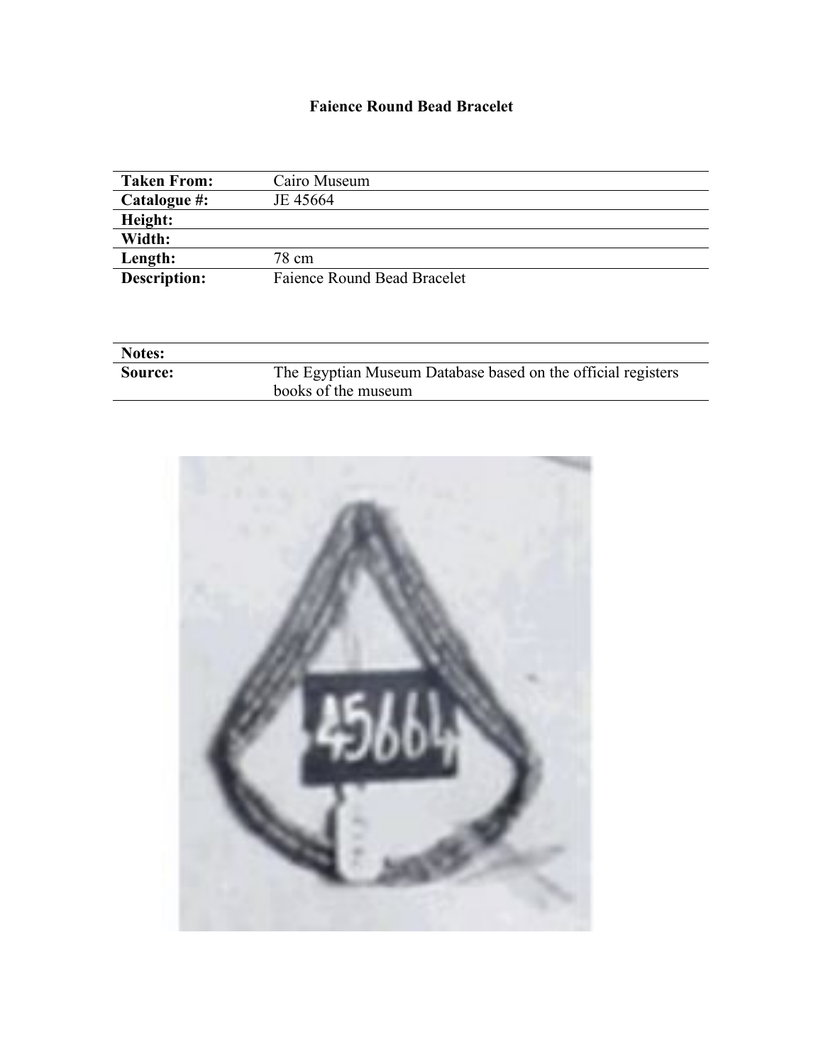# Faience Round Bead Bracelet

| | |
|---|---|
| **Taken From:** | Cairo Museum |
| **Catalogue #:** | JE 45664 |
| **Height:** | |
| **Width:** | |
| **Length:** | 78 cm |
| **Description:** | Faience Round Bead Bracelet |

| | |
|---|---|
| **Notes:** | |
| **Source:** | The Egyptian Museum Database based on the official registers books of the museum |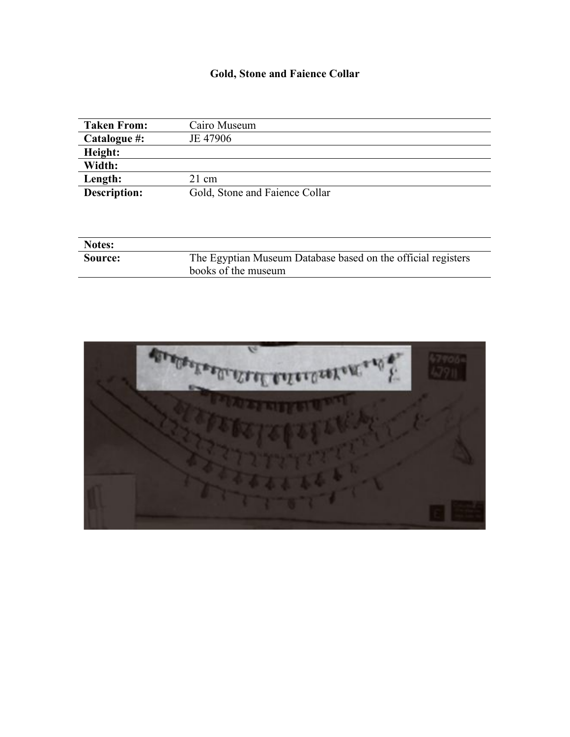# Gold, Stone and Faience Collar

| | |
|---|---|
| **Taken From:** | Cairo Museum |
| **Catalogue #:** | JE 47906 |
| **Height:** | |
| **Width:** | |
| **Length:** | 21 cm |
| **Description:** | Gold, Stone and Faience Collar |

| | |
|---|---|
| **Notes:** | |
| **Source:** | The Egyptian Museum Database based on the official registers books of the museum |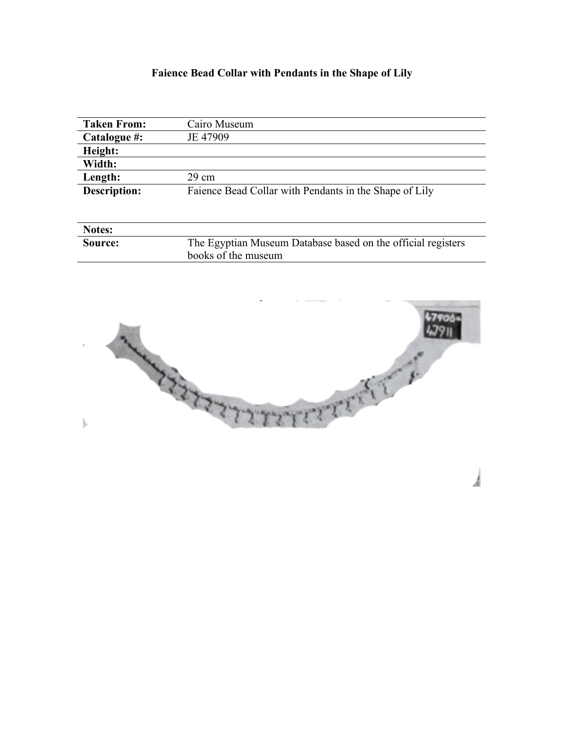**Faience Bead Collar with Pendants in the Shape of Lily**

| | |
|---|---|
| **Taken From:** | Cairo Museum |
| **Catalogue #:** | JE 47909 |
| **Height:** | |
| **Width:** | |
| **Length:** | 29 cm |
| **Description:** | Faience Bead Collar with Pendants in the Shape of Lily |
| **Notes:** | |
| **Source:** | The Egyptian Museum Database based on the official registers books of the museum |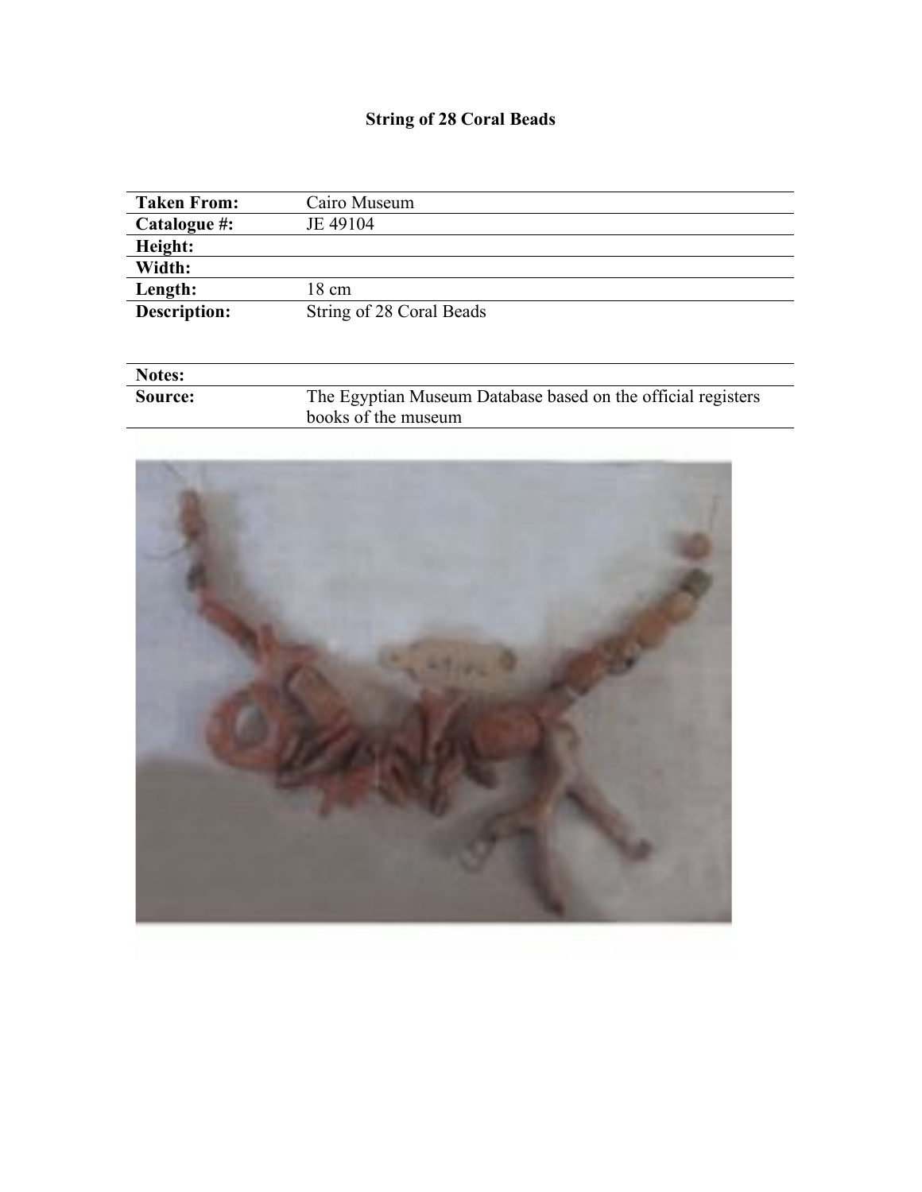**String of 28 Coral Beads**

| | |
|---|---|
| **Taken From:** | Cairo Museum |
| **Catalogue #:** | JE 49104 |
| **Height:** | |
| **Width:** | |
| **Length:** | 18 cm |
| **Description:** | String of 28 Coral Beads |

| | |
|---|---|
| **Notes:** | |
| **Source:** | The Egyptian Museum Database based on the official registers books of the museum |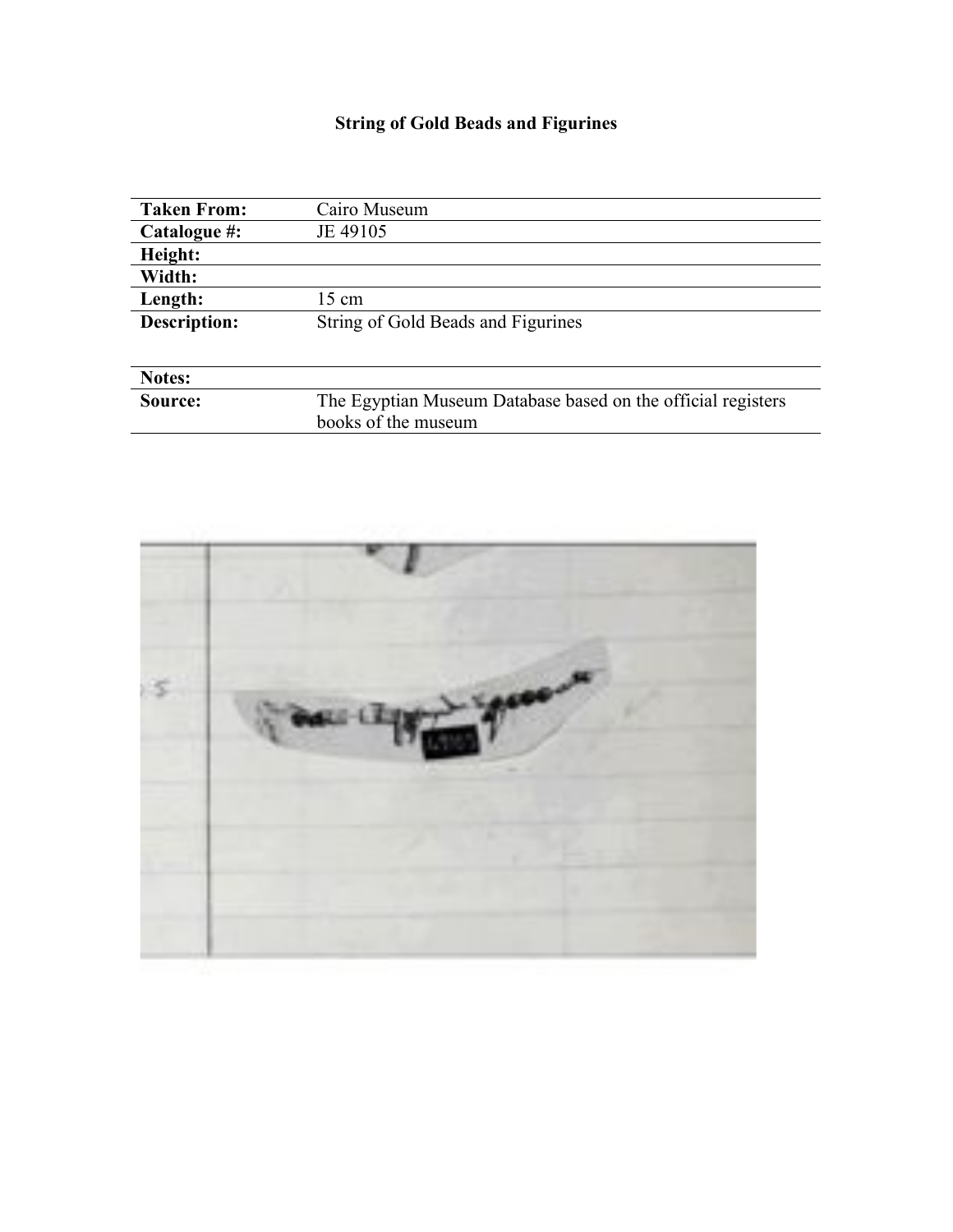# String of Gold Beads and Figurines

| | |
|---|---|
| **Taken From:** | Cairo Museum |
| **Catalogue #:** | JE 49105 |
| **Height:** | |
| **Width:** | |
| **Length:** | 15 cm |
| **Description:** | String of Gold Beads and Figurines |
| **Notes:** | |
| **Source:** | The Egyptian Museum Database based on the official registers books of the museum |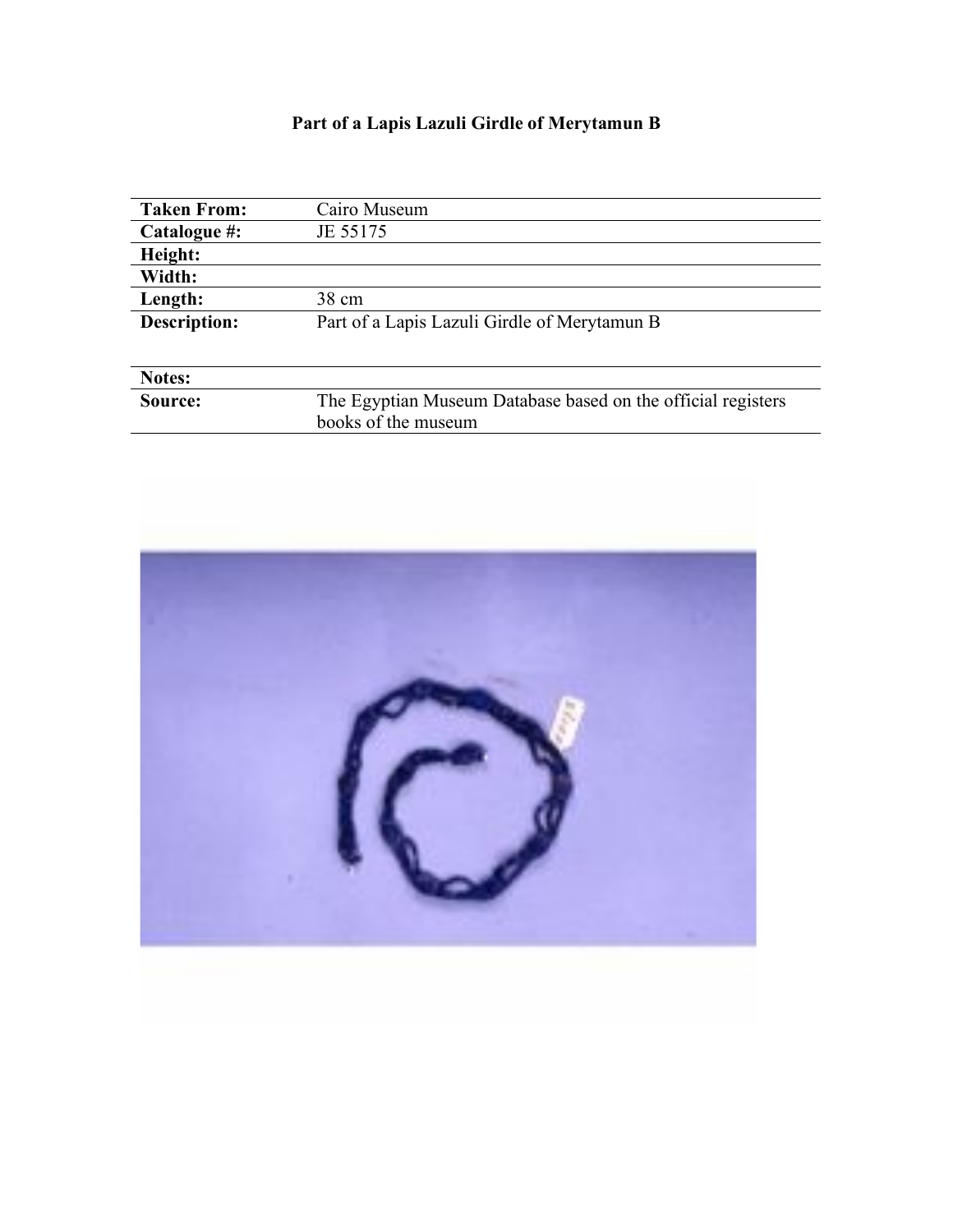# Part of a Lapis Lazuli Girdle of Merytamun B

| | |
|---|---|
| **Taken From:** | Cairo Museum |
| **Catalogue #:** | JE 55175 |
| **Height:** | |
| **Width:** | |
| **Length:** | 38 cm |
| **Description:** | Part of a Lapis Lazuli Girdle of Merytamun B |
| **Notes:** | |
| **Source:** | The Egyptian Museum Database based on the official registers books of the museum |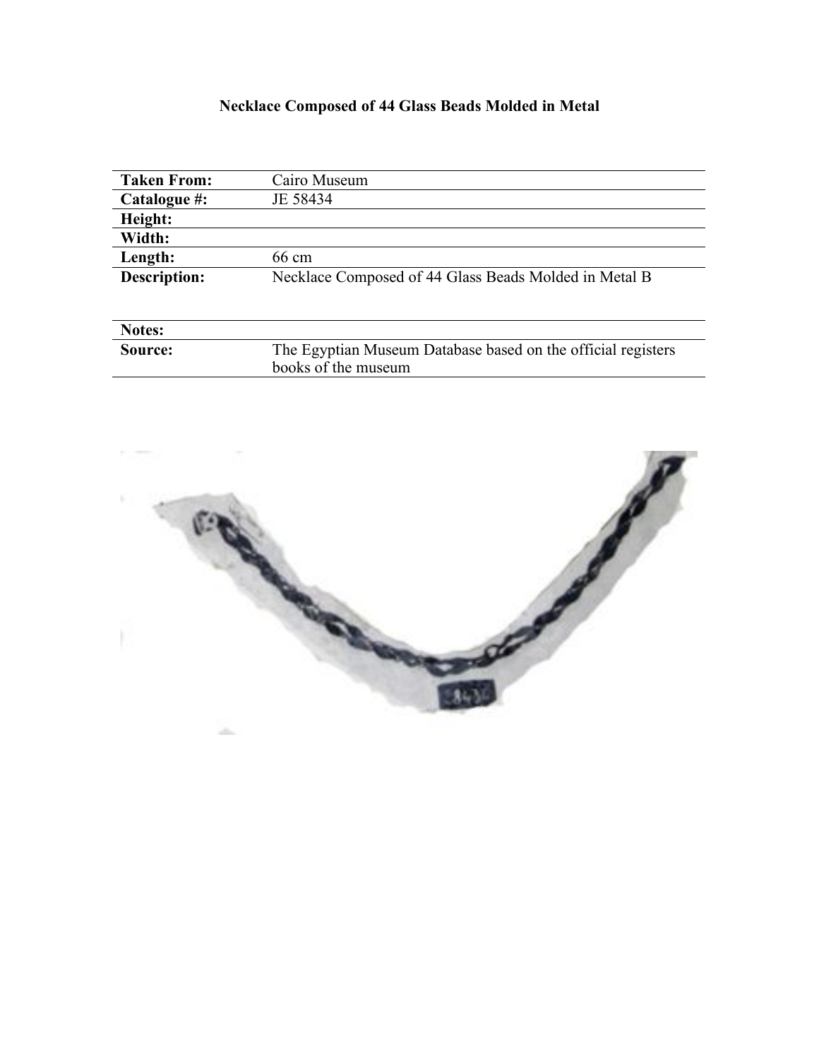# Necklace Composed of 44 Glass Beads Molded in Metal

| | |
|---|---|
| **Taken From:** | Cairo Museum |
| **Catalogue #:** | JE 58434 |
| **Height:** | |
| **Width:** | |
| **Length:** | 66 cm |
| **Description:** | Necklace Composed of 44 Glass Beads Molded in Metal B |
| **Notes:** | |
| **Source:** | The Egyptian Museum Database based on the official registers books of the museum |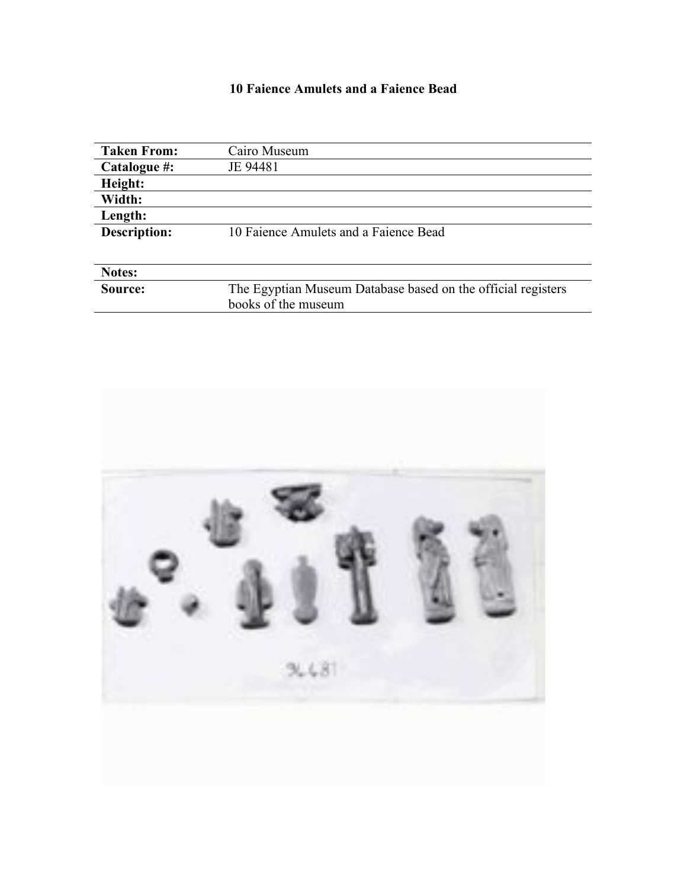# 10 Faience Amulets and a Faience Bead

| | |
|---|---|
| **Taken From:** | Cairo Museum |
| **Catalogue #:** | JE 94481 |
| **Height:** | |
| **Width:** | |
| **Length:** | |
| **Description:** | 10 Faience Amulets and a Faience Bead |
| **Notes:** | |
| **Source:** | The Egyptian Museum Database based on the official registers books of the museum |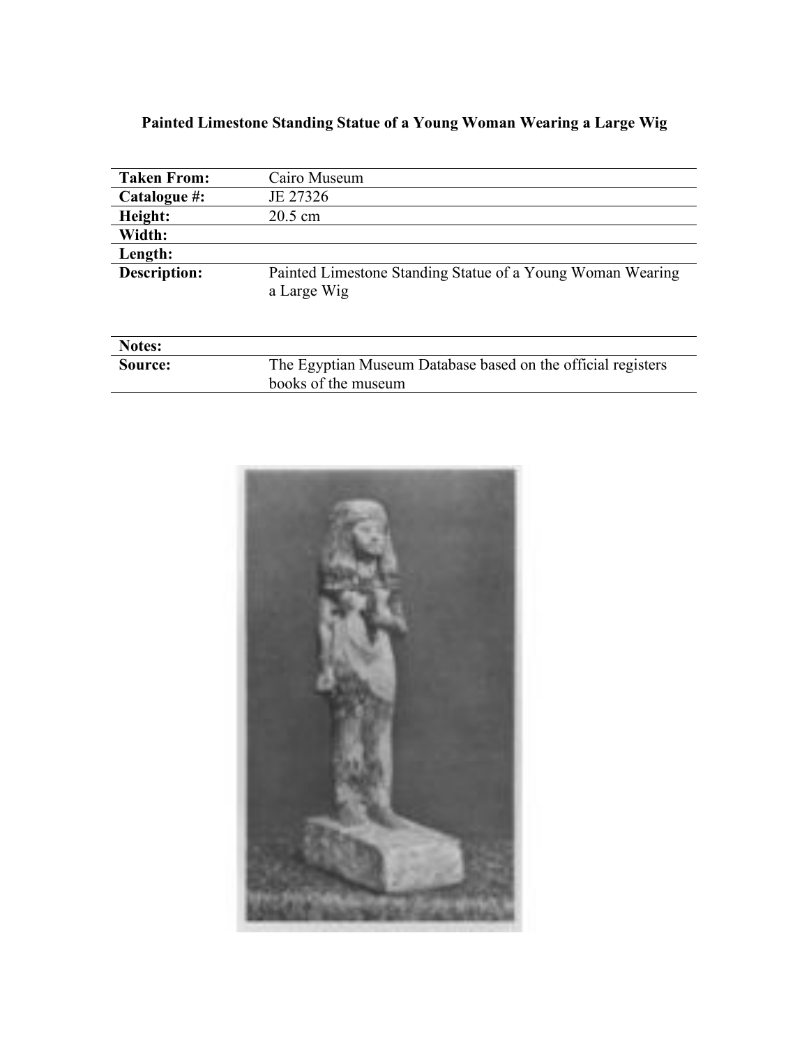# Painted Limestone Standing Statue of a Young Woman Wearing a Large Wig

| | |
|---|---|
| **Taken From:** | Cairo Museum |
| **Catalogue #:** | JE 27326 |
| **Height:** | 20.5 cm |
| **Width:** | |
| **Length:** | |
| **Description:** | Painted Limestone Standing Statue of a Young Woman Wearing a Large Wig |
| **Notes:** | |
| **Source:** | The Egyptian Museum Database based on the official registers books of the museum |